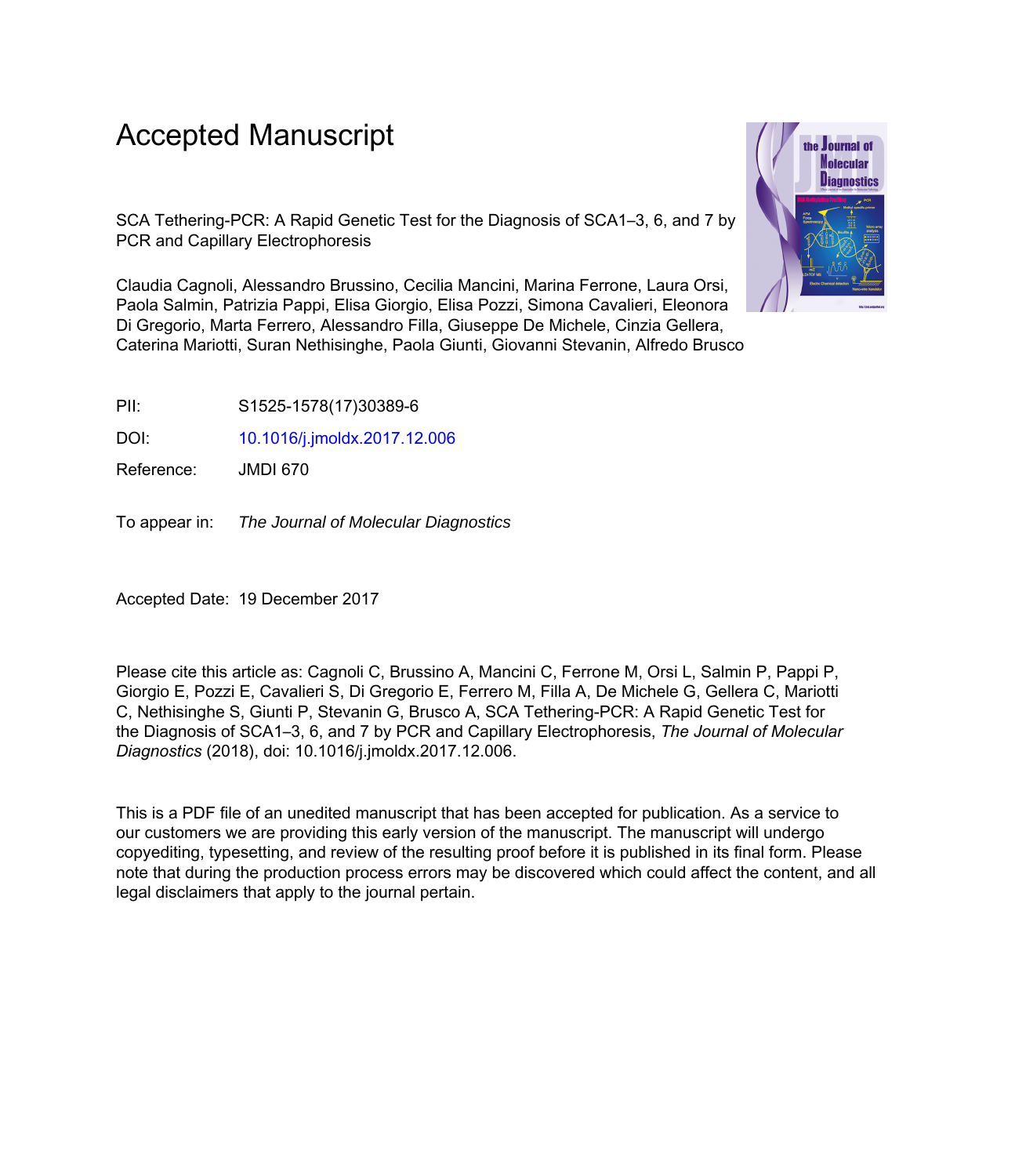# Accepted Manuscript

SCA Tethering-PCR: A Rapid Genetic Test for the Diagnosis of SCA1–3, 6, and 7 by PCR and Capillary Electrophoresis

Claudia Cagnoli, Alessandro Brussino, Cecilia Mancini, Marina Ferrone, Laura Orsi, Paola Salmin, Patrizia Pappi, Elisa Giorgio, Elisa Pozzi, Simona Cavalieri, Eleonora Di Gregorio, Marta Ferrero, Alessandro Filla, Giuseppe De Michele, Cinzia Gellera, Caterina Mariotti, Suran Nethisinghe, Paola Giunti, Giovanni Stevanin, Alfredo Brusco

PII: S1525-1578(17)30389-6

DOI: 10.1016/j.jmoldx.2017.12.006

Reference: JMDI 670

To appear in: *The Journal of Molecular Diagnostics*

Accepted Date: 19 December 2017

Please cite this article as: Cagnoli C, Brussino A, Mancini C, Ferrone M, Orsi L, Salmin P, Pappi P, Giorgio E, Pozzi E, Cavalieri S, Di Gregorio E, Ferrero M, Filla A, De Michele G, Gellera C, Mariotti C, Nethisinghe S, Giunti P, Stevanin G, Brusco A, SCA Tethering-PCR: A Rapid Genetic Test for the Diagnosis of SCA1–3, 6, and 7 by PCR and Capillary Electrophoresis, *The Journal of Molecular Diagnostics* (2018), doi: 10.1016/j.jmoldx.2017.12.006.

This is a PDF file of an unedited manuscript that has been accepted for publication. As a service to our customers we are providing this early version of the manuscript. The manuscript will undergo copyediting, typesetting, and review of the resulting proof before it is published in its final form. Please note that during the production process errors may be discovered which could affect the content, and all legal disclaimers that apply to the journal pertain.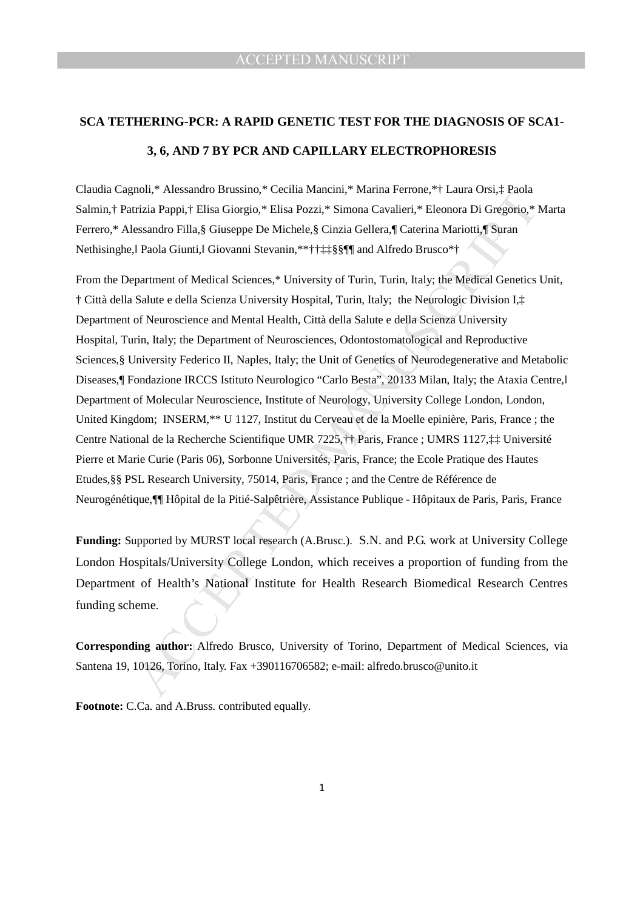**SCA TETHERING-PCR: A RAPID GENETIC TEST FOR THE DIAGNOSIS OF SCA1-3, 6, AND 7 BY PCR AND CAPILLARY ELECTROPHORESIS**

Claudia Cagnoli,* Alessandro Brussino,* Cecilia Mancini,* Marina Ferrone,*† Laura Orsi,‡ Paola Salmin,† Patrizia Pappi,† Elisa Giorgio,* Elisa Pozzi,* Simona Cavalieri,* Eleonora Di Gregorio,* Marta Ferrero,* Alessandro Filla,§ Giuseppe De Michele,§ Cinzia Gellera,¶ Caterina Mariotti,¶ Suran Nethisinghe,‖ Paola Giunti,‖ Giovanni Stevanin,**††‡‡§§¶¶ and Alfredo Brusco*†

From the Department of Medical Sciences,* University of Turin, Turin, Italy; the Medical Genetics Unit, † Città della Salute e della Scienza University Hospital, Turin, Italy; the Neurologic Division I,‡ Department of Neuroscience and Mental Health, Città della Salute e della Scienza University Hospital, Turin, Italy; the Department of Neurosciences, Odontostomatological and Reproductive Sciences,§ University Federico II, Naples, Italy; the Unit of Genetics of Neurodegenerative and Metabolic Diseases,¶ Fondazione IRCCS Istituto Neurologico "Carlo Besta", 20133 Milan, Italy; the Ataxia Centre,‖ Department of Molecular Neuroscience, Institute of Neurology, University College London, London, United Kingdom; INSERM,** U 1127, Institut du Cerveau et de la Moelle epinière, Paris, France ; the Centre National de la Recherche Scientifique UMR 7225,†† Paris, France ; UMRS 1127,‡‡ Université Pierre et Marie Curie (Paris 06), Sorbonne Universités, Paris, France; the Ecole Pratique des Hautes Etudes,§§ PSL Research University, 75014, Paris, France ; and the Centre de Référence de Neurogénétique,¶¶ Hôpital de la Pitié-Salpêtrière, Assistance Publique - Hôpitaux de Paris, Paris, France

**Funding:** Supported by MURST local research (A.Brusc.). S.N. and P.G. work at University College London Hospitals/University College London, which receives a proportion of funding from the Department of Health's National Institute for Health Research Biomedical Research Centres funding scheme.

**Corresponding author:** Alfredo Brusco, University of Torino, Department of Medical Sciences, via Santena 19, 10126, Torino, Italy. Fax +390116706582; e-mail: alfredo.brusco@unito.it

**Footnote:** C.Ca. and A.Bruss. contributed equally.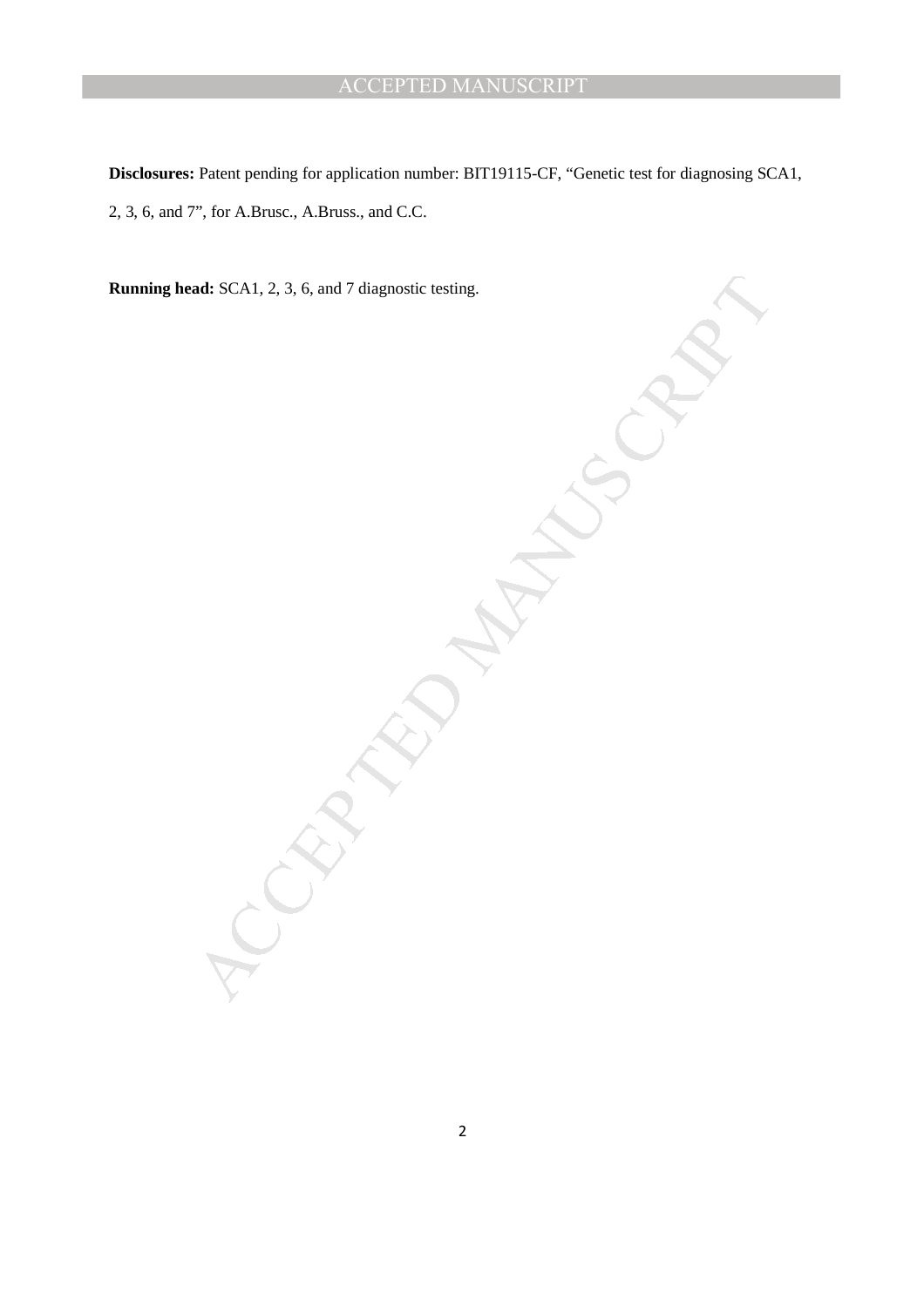**Disclosures:** Patent pending for application number: BIT19115-CF, “Genetic test for diagnosing SCA1, 2, 3, 6, and 7”, for A.Brusc., A.Bruss., and C.C.

**Running head:** SCA1, 2, 3, 6, and 7 diagnostic testing.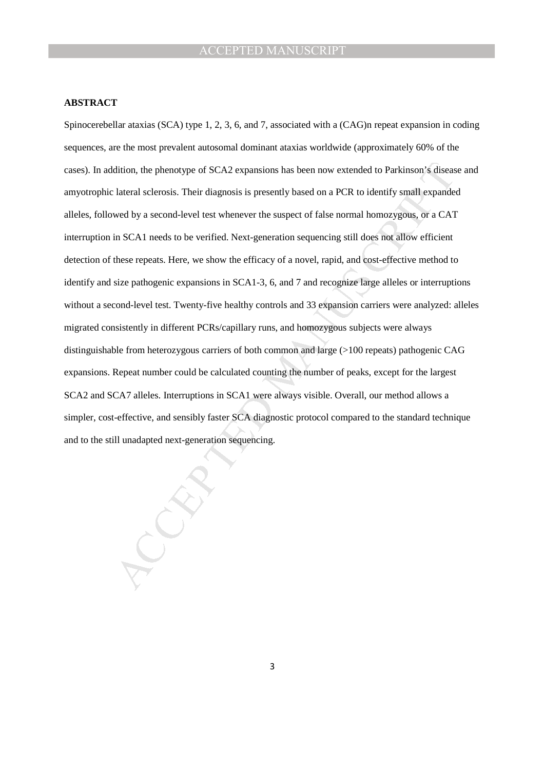**ABSTRACT**

Spinocerebellar ataxias (SCA) type 1, 2, 3, 6, and 7, associated with a (CAG)n repeat expansion in coding sequences, are the most prevalent autosomal dominant ataxias worldwide (approximately 60% of the cases). In addition, the phenotype of SCA2 expansions has been now extended to Parkinson's disease and amyotrophic lateral sclerosis. Their diagnosis is presently based on a PCR to identify small expanded alleles, followed by a second-level test whenever the suspect of false normal homozygous, or a CAT interruption in SCA1 needs to be verified. Next-generation sequencing still does not allow efficient detection of these repeats. Here, we show the efficacy of a novel, rapid, and cost-effective method to identify and size pathogenic expansions in SCA1-3, 6, and 7 and recognize large alleles or interruptions without a second-level test. Twenty-five healthy controls and 33 expansion carriers were analyzed: alleles migrated consistently in different PCRs/capillary runs, and homozygous subjects were always distinguishable from heterozygous carriers of both common and large (>100 repeats) pathogenic CAG expansions. Repeat number could be calculated counting the number of peaks, except for the largest SCA2 and SCA7 alleles. Interruptions in SCA1 were always visible. Overall, our method allows a simpler, cost-effective, and sensibly faster SCA diagnostic protocol compared to the standard technique and to the still unadapted next-generation sequencing.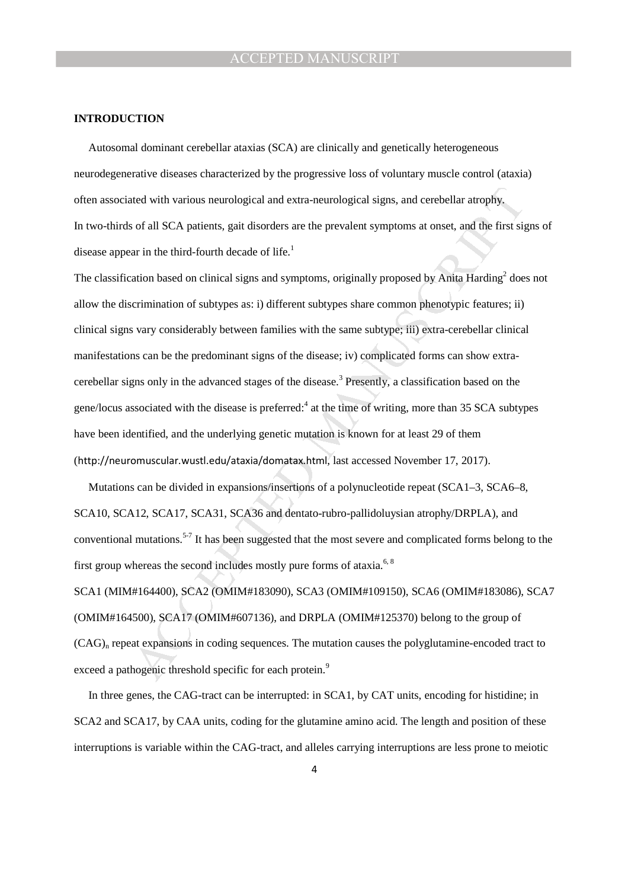**INTRODUCTION**

Autosomal dominant cerebellar ataxias (SCA) are clinically and genetically heterogeneous neurodegenerative diseases characterized by the progressive loss of voluntary muscle control (ataxia) often associated with various neurological and extra-neurological signs, and cerebellar atrophy. In two-thirds of all SCA patients, gait disorders are the prevalent symptoms at onset, and the first signs of disease appear in the third-fourth decade of life.[1]

The classification based on clinical signs and symptoms, originally proposed by Anita Harding[2] does not allow the discrimination of subtypes as: i) different subtypes share common phenotypic features; ii) clinical signs vary considerably between families with the same subtype; iii) extra-cerebellar clinical manifestations can be the predominant signs of the disease; iv) complicated forms can show extra-cerebellar signs only in the advanced stages of the disease.[3] Presently, a classification based on the gene/locus associated with the disease is preferred:[4] at the time of writing, more than 35 SCA subtypes have been identified, and the underlying genetic mutation is known for at least 29 of them (http://neuromuscular.wustl.edu/ataxia/domatax.html, last accessed November 17, 2017).

Mutations can be divided in expansions/insertions of a polynucleotide repeat (SCA1–3, SCA6–8, SCA10, SCA12, SCA17, SCA31, SCA36 and dentato-rubro-pallidoluysian atrophy/DRPLA), and conventional mutations.[5-7] It has been suggested that the most severe and complicated forms belong to the first group whereas the second includes mostly pure forms of ataxia.[6, 8]

SCA1 (MIM#164400), SCA2 (OMIM#183090), SCA3 (OMIM#109150), SCA6 (OMIM#183086), SCA7 (OMIM#164500), SCA17 (OMIM#607136), and DRPLA (OMIM#125370) belong to the group of $(CAG)_n$ repeat expansions in coding sequences. The mutation causes the polyglutamine-encoded tract to exceed a pathogenic threshold specific for each protein.[9]

In three genes, the CAG-tract can be interrupted: in SCA1, by CAT units, encoding for histidine; in SCA2 and SCA17, by CAA units, coding for the glutamine amino acid. The length and position of these interruptions is variable within the CAG-tract, and alleles carrying interruptions are less prone to meiotic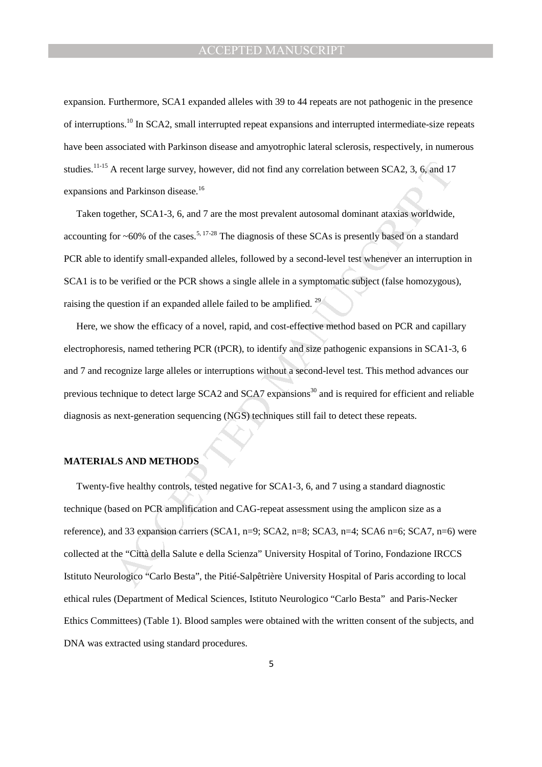expansion. Furthermore, SCA1 expanded alleles with 39 to 44 repeats are not pathogenic in the presence of interruptions.[10] In SCA2, small interrupted repeat expansions and interrupted intermediate-size repeats have been associated with Parkinson disease and amyotrophic lateral sclerosis, respectively, in numerous studies.[11-15] A recent large survey, however, did not find any correlation between SCA2, 3, 6, and 17 expansions and Parkinson disease.[16]

Taken together, SCA1-3, 6, and 7 are the most prevalent autosomal dominant ataxias worldwide, accounting for ~60% of the cases.[5, 17-28] The diagnosis of these SCAs is presently based on a standard PCR able to identify small-expanded alleles, followed by a second-level test whenever an interruption in SCA1 is to be verified or the PCR shows a single allele in a symptomatic subject (false homozygous), raising the question if an expanded allele failed to be amplified.[29]

Here, we show the efficacy of a novel, rapid, and cost-effective method based on PCR and capillary electrophoresis, named tethering PCR (tPCR), to identify and size pathogenic expansions in SCA1-3, 6 and 7 and recognize large alleles or interruptions without a second-level test. This method advances our previous technique to detect large SCA2 and SCA7 expansions[30] and is required for efficient and reliable diagnosis as next-generation sequencing (NGS) techniques still fail to detect these repeats.

## MATERIALS AND METHODS

Twenty-five healthy controls, tested negative for SCA1-3, 6, and 7 using a standard diagnostic technique (based on PCR amplification and CAG-repeat assessment using the amplicon size as a reference), and 33 expansion carriers (SCA1, n=9; SCA2, n=8; SCA3, n=4; SCA6 n=6; SCA7, n=6) were collected at the "Città della Salute e della Scienza" University Hospital of Torino, Fondazione IRCCS Istituto Neurologico "Carlo Besta", the Pitié-Salpêtrière University Hospital of Paris according to local ethical rules (Department of Medical Sciences, Istituto Neurologico "Carlo Besta" and Paris-Necker Ethics Committees) (Table 1). Blood samples were obtained with the written consent of the subjects, and DNA was extracted using standard procedures.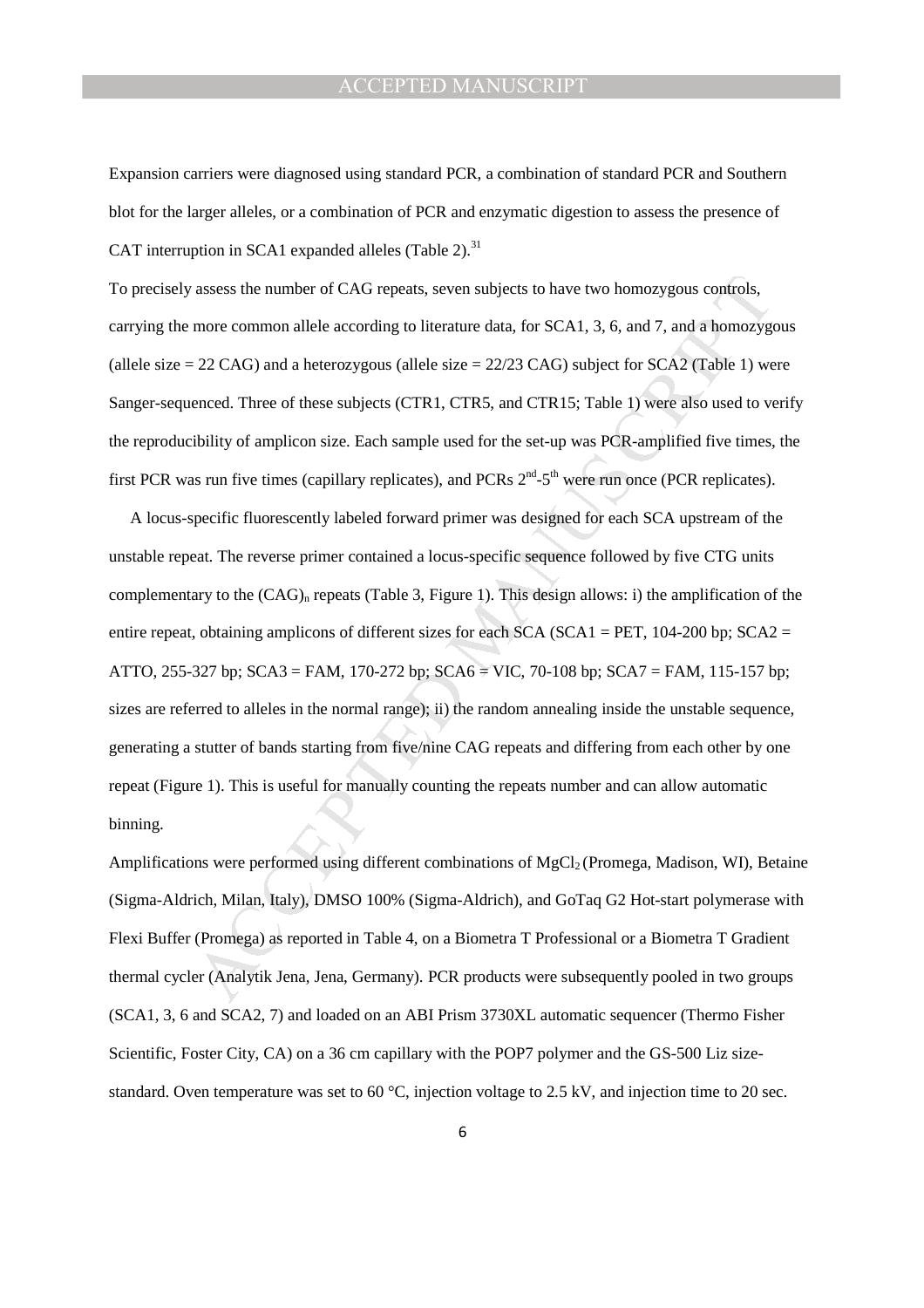Expansion carriers were diagnosed using standard PCR, a combination of standard PCR and Southern blot for the larger alleles, or a combination of PCR and enzymatic digestion to assess the presence of CAT interruption in SCA1 expanded alleles (Table 2).[31]

To precisely assess the number of CAG repeats, seven subjects to have two homozygous controls, carrying the more common allele according to literature data, for SCA1, 3, 6, and 7, and a homozygous (allele size = 22 CAG) and a heterozygous (allele size = 22/23 CAG) subject for SCA2 (Table 1) were Sanger-sequenced. Three of these subjects (CTR1, CTR5, and CTR15; Table 1) were also used to verify the reproducibility of amplicon size. Each sample used for the set-up was PCR-amplified five times, the first PCR was run five times (capillary replicates), and PCRs 2[nd]-5[th] were run once (PCR replicates).

A locus-specific fluorescently labeled forward primer was designed for each SCA upstream of the unstable repeat. The reverse primer contained a locus-specific sequence followed by five CTG units complementary to the $(CAG)_n$ repeats (Table 3, Figure 1). This design allows: i) the amplification of the entire repeat, obtaining amplicons of different sizes for each SCA (SCA1 = PET, 104-200 bp; SCA2 = ATTO, 255-327 bp; SCA3 = FAM, 170-272 bp; SCA6 = VIC, 70-108 bp; SCA7 = FAM, 115-157 bp; sizes are referred to alleles in the normal range); ii) the random annealing inside the unstable sequence, generating a stutter of bands starting from five/nine CAG repeats and differing from each other by one repeat (Figure 1). This is useful for manually counting the repeats number and can allow automatic binning.

Amplifications were performed using different combinations of $MgCl_2$ (Promega, Madison, WI), Betaine (Sigma-Aldrich, Milan, Italy), DMSO 100% (Sigma-Aldrich), and GoTaq G2 Hot-start polymerase with Flexi Buffer (Promega) as reported in Table 4, on a Biometra T Professional or a Biometra T Gradient thermal cycler (Analytik Jena, Jena, Germany). PCR products were subsequently pooled in two groups (SCA1, 3, 6 and SCA2, 7) and loaded on an ABI Prism 3730XL automatic sequencer (Thermo Fisher Scientific, Foster City, CA) on a 36 cm capillary with the POP7 polymer and the GS-500 Liz size-standard. Oven temperature was set to 60 °C, injection voltage to 2.5 kV, and injection time to 20 sec.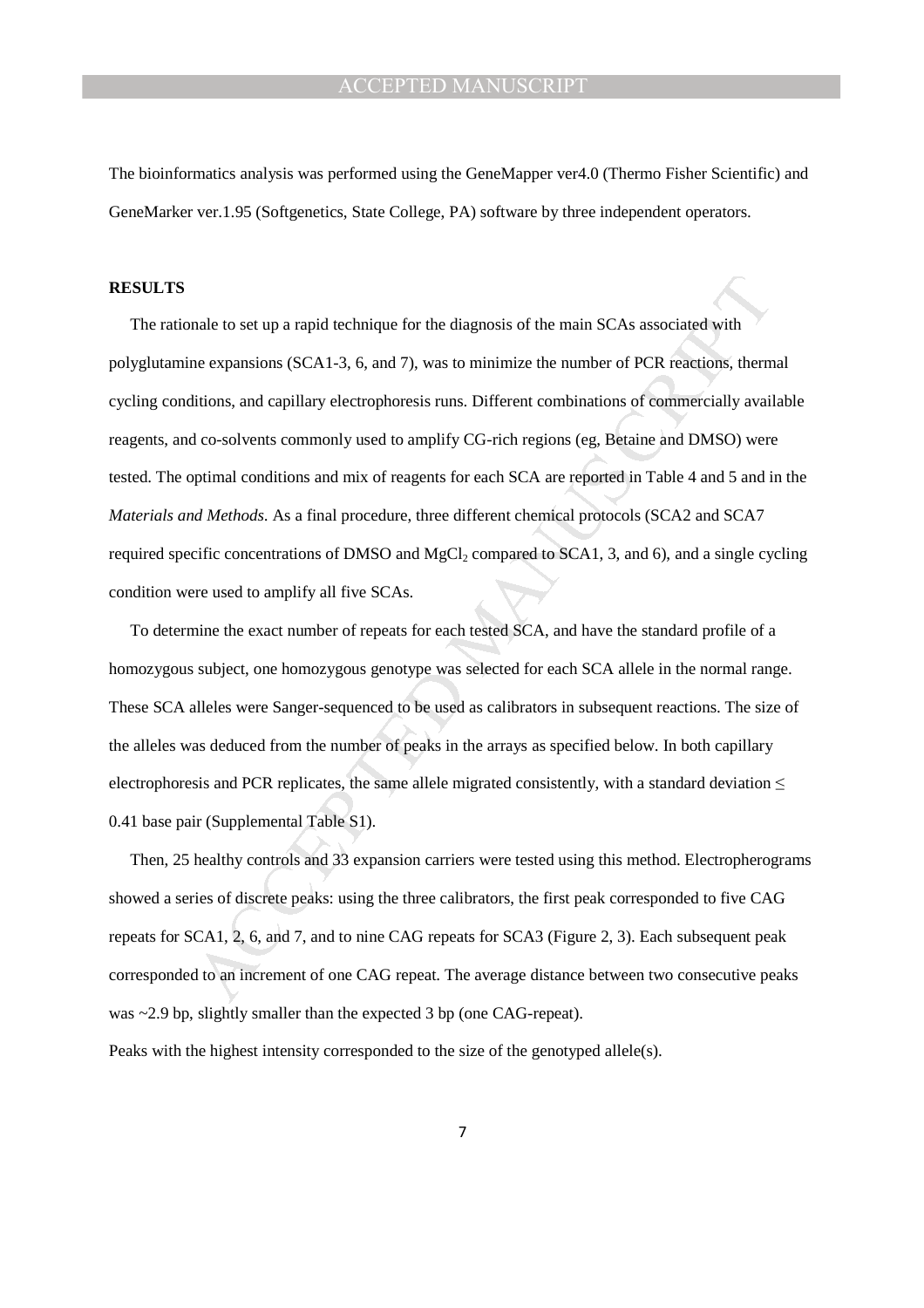The bioinformatics analysis was performed using the GeneMapper ver4.0 (Thermo Fisher Scientific) and GeneMarker ver.1.95 (Softgenetics, State College, PA) software by three independent operators.

## RESULTS

The rationale to set up a rapid technique for the diagnosis of the main SCAs associated with polyglutamine expansions (SCA1-3, 6, and 7), was to minimize the number of PCR reactions, thermal cycling conditions, and capillary electrophoresis runs. Different combinations of commercially available reagents, and co-solvents commonly used to amplify CG-rich regions (eg, Betaine and DMSO) were tested. The optimal conditions and mix of reagents for each SCA are reported in Table 4 and 5 and in the *Materials and Methods*. As a final procedure, three different chemical protocols (SCA2 and SCA7 required specific concentrations of DMSO and $MgCl_2$ compared to SCA1, 3, and 6), and a single cycling condition were used to amplify all five SCAs.

To determine the exact number of repeats for each tested SCA, and have the standard profile of a homozygous subject, one homozygous genotype was selected for each SCA allele in the normal range. These SCA alleles were Sanger-sequenced to be used as calibrators in subsequent reactions. The size of the alleles was deduced from the number of peaks in the arrays as specified below. In both capillary electrophoresis and PCR replicates, the same allele migrated consistently, with a standard deviation $\leq$ 0.41 base pair (Supplemental Table S1).

Then, 25 healthy controls and 33 expansion carriers were tested using this method. Electropherograms showed a series of discrete peaks: using the three calibrators, the first peak corresponded to five CAG repeats for SCA1, 2, 6, and 7, and to nine CAG repeats for SCA3 (Figure 2, 3). Each subsequent peak corresponded to an increment of one CAG repeat. The average distance between two consecutive peaks was ~2.9 bp, slightly smaller than the expected 3 bp (one CAG-repeat).

Peaks with the highest intensity corresponded to the size of the genotyped allele(s).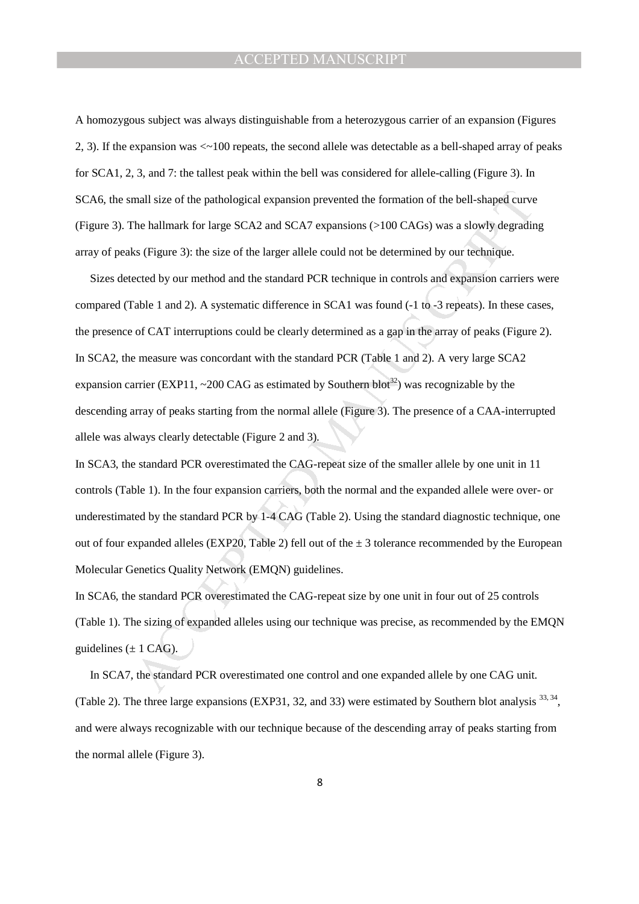A homozygous subject was always distinguishable from a heterozygous carrier of an expansion (Figures 2, 3). If the expansion was <~100 repeats, the second allele was detectable as a bell-shaped array of peaks for SCA1, 2, 3, and 7: the tallest peak within the bell was considered for allele-calling (Figure 3). In SCA6, the small size of the pathological expansion prevented the formation of the bell-shaped curve (Figure 3). The hallmark for large SCA2 and SCA7 expansions (>100 CAGs) was a slowly degrading array of peaks (Figure 3): the size of the larger allele could not be determined by our technique.

Sizes detected by our method and the standard PCR technique in controls and expansion carriers were compared (Table 1 and 2). A systematic difference in SCA1 was found (-1 to -3 repeats). In these cases, the presence of CAT interruptions could be clearly determined as a gap in the array of peaks (Figure 2). In SCA2, the measure was concordant with the standard PCR (Table 1 and 2). A very large SCA2 expansion carrier (EXP11, ~200 CAG as estimated by Southern blot[32]) was recognizable by the descending array of peaks starting from the normal allele (Figure 3). The presence of a CAA-interrupted allele was always clearly detectable (Figure 2 and 3).

In SCA3, the standard PCR overestimated the CAG-repeat size of the smaller allele by one unit in 11 controls (Table 1). In the four expansion carriers, both the normal and the expanded allele were over- or underestimated by the standard PCR by 1-4 CAG (Table 2). Using the standard diagnostic technique, one out of four expanded alleles (EXP20, Table 2) fell out of the ± 3 tolerance recommended by the European Molecular Genetics Quality Network (EMQN) guidelines.

In SCA6, the standard PCR overestimated the CAG-repeat size by one unit in four out of 25 controls (Table 1). The sizing of expanded alleles using our technique was precise, as recommended by the EMQN guidelines (± 1 CAG).

In SCA7, the standard PCR overestimated one control and one expanded allele by one CAG unit. (Table 2). The three large expansions (EXP31, 32, and 33) were estimated by Southern blot analysis [33, 34], and were always recognizable with our technique because of the descending array of peaks starting from the normal allele (Figure 3).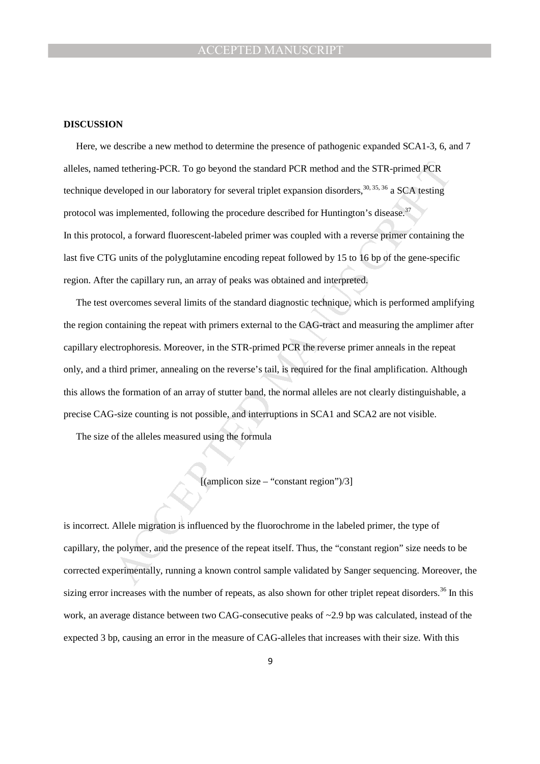## DISCUSSION

Here, we describe a new method to determine the presence of pathogenic expanded SCA1-3, 6, and 7 alleles, named tethering-PCR. To go beyond the standard PCR method and the STR-primed PCR technique developed in our laboratory for several triplet expansion disorders,[30, 35, 36] a SCA testing protocol was implemented, following the procedure described for Huntington's disease.[37]
In this protocol, a forward fluorescent-labeled primer was coupled with a reverse primer containing the last five CTG units of the polyglutamine encoding repeat followed by 15 to 16 bp of the gene-specific region. After the capillary run, an array of peaks was obtained and interpreted.

The test overcomes several limits of the standard diagnostic technique, which is performed amplifying the region containing the repeat with primers external to the CAG-tract and measuring the amplimer after capillary electrophoresis. Moreover, in the STR-primed PCR the reverse primer anneals in the repeat only, and a third primer, annealing on the reverse's tail, is required for the final amplification. Although this allows the formation of an array of stutter band, the normal alleles are not clearly distinguishable, a precise CAG-size counting is not possible, and interruptions in SCA1 and SCA2 are not visible.

The size of the alleles measured using the formula

[(amplicon size – "constant region")/3]

is incorrect. Allele migration is influenced by the fluorochrome in the labeled primer, the type of capillary, the polymer, and the presence of the repeat itself. Thus, the "constant region" size needs to be corrected experimentally, running a known control sample validated by Sanger sequencing. Moreover, the sizing error increases with the number of repeats, as also shown for other triplet repeat disorders.[36] In this work, an average distance between two CAG-consecutive peaks of ~2.9 bp was calculated, instead of the expected 3 bp, causing an error in the measure of CAG-alleles that increases with their size. With this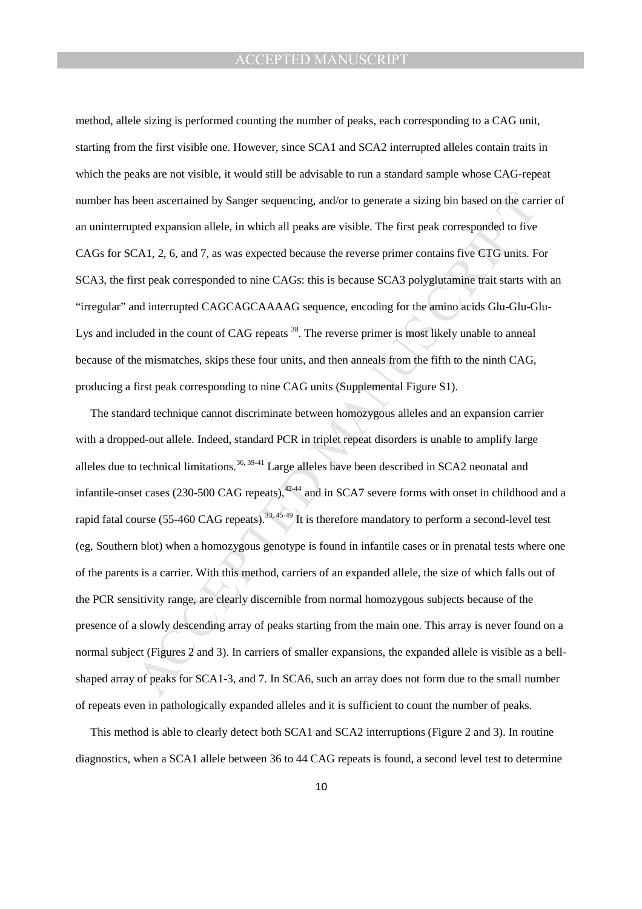method, allele sizing is performed counting the number of peaks, each corresponding to a CAG unit, starting from the first visible one. However, since SCA1 and SCA2 interrupted alleles contain traits in which the peaks are not visible, it would still be advisable to run a standard sample whose CAG-repeat number has been ascertained by Sanger sequencing, and/or to generate a sizing bin based on the carrier of an uninterrupted expansion allele, in which all peaks are visible. The first peak corresponded to five CAGs for SCA1, 2, 6, and 7, as was expected because the reverse primer contains five CTG units. For SCA3, the first peak corresponded to nine CAGs: this is because SCA3 polyglutamine trait starts with an "irregular" and interrupted CAGCAGCAAAAG sequence, encoding for the amino acids Glu-Glu-Glu-Lys and included in the count of CAG repeats [38]. The reverse primer is most likely unable to anneal because of the mismatches, skips these four units, and then anneals from the fifth to the ninth CAG, producing a first peak corresponding to nine CAG units (Supplemental Figure S1).

The standard technique cannot discriminate between homozygous alleles and an expansion carrier with a dropped-out allele. Indeed, standard PCR in triplet repeat disorders is unable to amplify large alleles due to technical limitations.[36, 39-41] Large alleles have been described in SCA2 neonatal and infantile-onset cases (230-500 CAG repeats),[42-44] and in SCA7 severe forms with onset in childhood and a rapid fatal course (55-460 CAG repeats).[33, 45-49] It is therefore mandatory to perform a second-level test (eg, Southern blot) when a homozygous genotype is found in infantile cases or in prenatal tests where one of the parents is a carrier. With this method, carriers of an expanded allele, the size of which falls out of the PCR sensitivity range, are clearly discernible from normal homozygous subjects because of the presence of a slowly descending array of peaks starting from the main one. This array is never found on a normal subject (Figures 2 and 3). In carriers of smaller expansions, the expanded allele is visible as a bell-shaped array of peaks for SCA1-3, and 7. In SCA6, such an array does not form due to the small number of repeats even in pathologically expanded alleles and it is sufficient to count the number of peaks.

This method is able to clearly detect both SCA1 and SCA2 interruptions (Figure 2 and 3). In routine diagnostics, when a SCA1 allele between 36 to 44 CAG repeats is found, a second level test to determine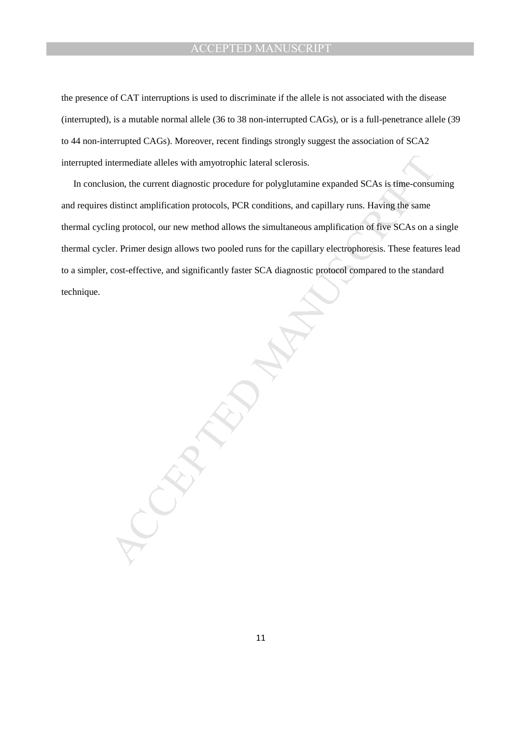the presence of CAT interruptions is used to discriminate if the allele is not associated with the disease (interrupted), is a mutable normal allele (36 to 38 non-interrupted CAGs), or is a full-penetrance allele (39 to 44 non-interrupted CAGs). Moreover, recent findings strongly suggest the association of SCA2 interrupted intermediate alleles with amyotrophic lateral sclerosis.

In conclusion, the current diagnostic procedure for polyglutamine expanded SCAs is time-consuming and requires distinct amplification protocols, PCR conditions, and capillary runs. Having the same thermal cycling protocol, our new method allows the simultaneous amplification of five SCAs on a single thermal cycler. Primer design allows two pooled runs for the capillary electrophoresis. These features lead to a simpler, cost-effective, and significantly faster SCA diagnostic protocol compared to the standard technique.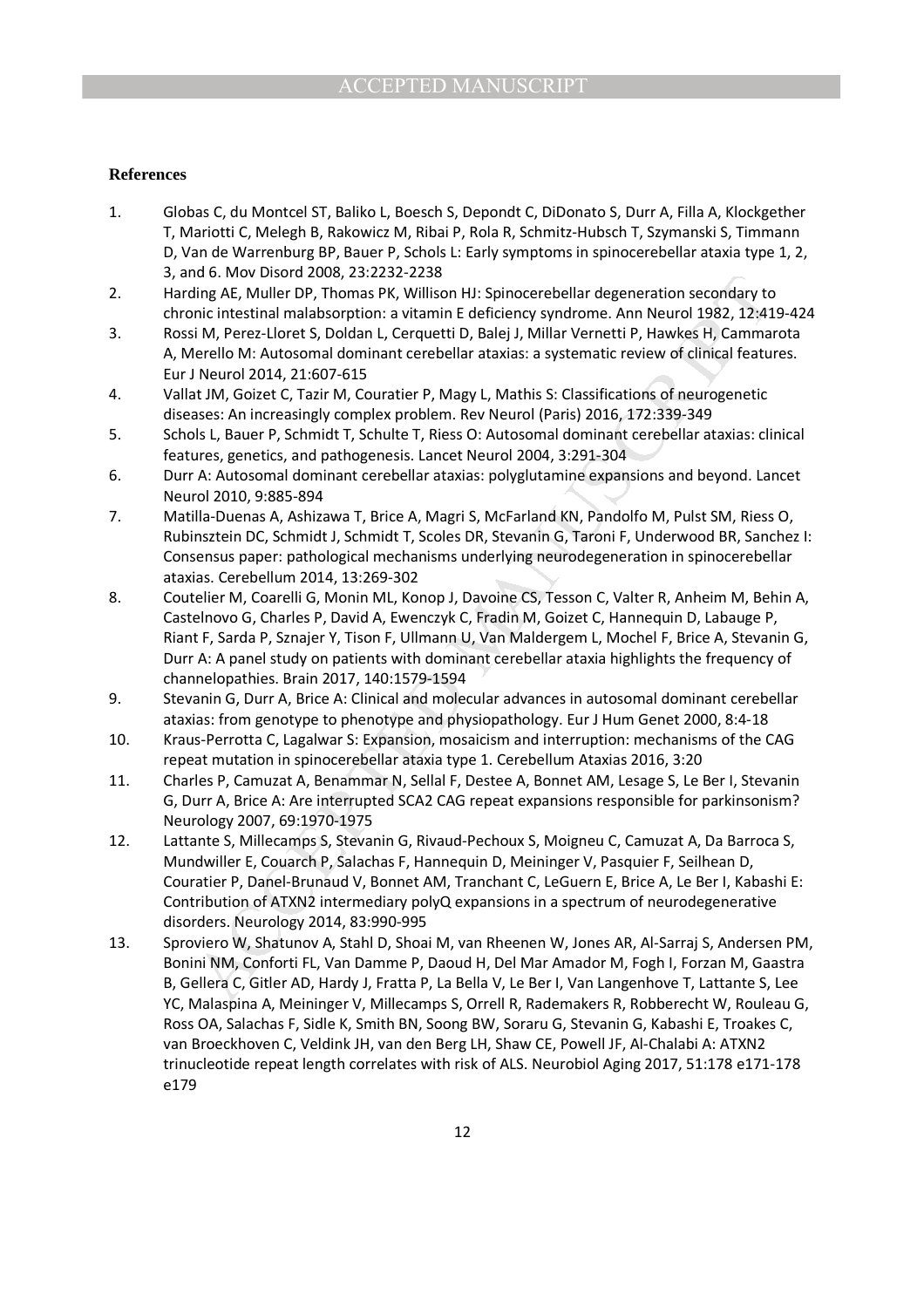**References**

1. Globas C, du Montcel ST, Baliko L, Boesch S, Depondt C, DiDonato S, Durr A, Filla A, Klockgether T, Mariotti C, Melegh B, Rakowicz M, Ribai P, Rola R, Schmitz-Hubsch T, Szymanski S, Timmann D, Van de Warrenburg BP, Bauer P, Schols L: Early symptoms in spinocerebellar ataxia type 1, 2, 3, and 6. Mov Disord 2008, 23:2232-2238
2. Harding AE, Muller DP, Thomas PK, Willison HJ: Spinocerebellar degeneration secondary to chronic intestinal malabsorption: a vitamin E deficiency syndrome. Ann Neurol 1982, 12:419-424
3. Rossi M, Perez-Lloret S, Doldan L, Cerquetti D, Balej J, Millar Vernetti P, Hawkes H, Cammarota A, Merello M: Autosomal dominant cerebellar ataxias: a systematic review of clinical features. Eur J Neurol 2014, 21:607-615
4. Vallat JM, Goizet C, Tazir M, Couratier P, Magy L, Mathis S: Classifications of neurogenetic diseases: An increasingly complex problem. Rev Neurol (Paris) 2016, 172:339-349
5. Schols L, Bauer P, Schmidt T, Schulte T, Riess O: Autosomal dominant cerebellar ataxias: clinical features, genetics, and pathogenesis. Lancet Neurol 2004, 3:291-304
6. Durr A: Autosomal dominant cerebellar ataxias: polyglutamine expansions and beyond. Lancet Neurol 2010, 9:885-894
7. Matilla-Duenas A, Ashizawa T, Brice A, Magri S, McFarland KN, Pandolfo M, Pulst SM, Riess O, Rubinsztein DC, Schmidt J, Schmidt T, Scoles DR, Stevanin G, Taroni F, Underwood BR, Sanchez I: Consensus paper: pathological mechanisms underlying neurodegeneration in spinocerebellar ataxias. Cerebellum 2014, 13:269-302
8. Coutelier M, Coarelli G, Monin ML, Konop J, Davoine CS, Tesson C, Valter R, Anheim M, Behin A, Castelnovo G, Charles P, David A, Ewenczyk C, Fradin M, Goizet C, Hannequin D, Labauge P, Riant F, Sarda P, Sznajer Y, Tison F, Ullmann U, Van Maldergem L, Mochel F, Brice A, Stevanin G, Durr A: A panel study on patients with dominant cerebellar ataxia highlights the frequency of channelopathies. Brain 2017, 140:1579-1594
9. Stevanin G, Durr A, Brice A: Clinical and molecular advances in autosomal dominant cerebellar ataxias: from genotype to phenotype and physiopathology. Eur J Hum Genet 2000, 8:4-18
10. Kraus-Perrotta C, Lagalwar S: Expansion, mosaicism and interruption: mechanisms of the CAG repeat mutation in spinocerebellar ataxia type 1. Cerebellum Ataxias 2016, 3:20
11. Charles P, Camuzat A, Benammar N, Sellal F, Destee A, Bonnet AM, Lesage S, Le Ber I, Stevanin G, Durr A, Brice A: Are interrupted SCA2 CAG repeat expansions responsible for parkinsonism? Neurology 2007, 69:1970-1975
12. Lattante S, Millecamps S, Stevanin G, Rivaud-Pechoux S, Moigneu C, Camuzat A, Da Barroca S, Mundwiller E, Couarch P, Salachas F, Hannequin D, Meininger V, Pasquier F, Seilhean D, Couratier P, Danel-Brunaud V, Bonnet AM, Tranchant C, LeGuern E, Brice A, Le Ber I, Kabashi E: Contribution of ATXN2 intermediary polyQ expansions in a spectrum of neurodegenerative disorders. Neurology 2014, 83:990-995
13. Sproviero W, Shatunov A, Stahl D, Shoai M, van Rheenen W, Jones AR, Al-Sarraj S, Andersen PM, Bonini NM, Conforti FL, Van Damme P, Daoud H, Del Mar Amador M, Fogh I, Forzan M, Gaastra B, Gellera C, Gitler AD, Hardy J, Fratta P, La Bella V, Le Ber I, Van Langenhove T, Lattante S, Lee YC, Malaspina A, Meininger V, Millecamps S, Orrell R, Rademakers R, Robberecht W, Rouleau G, Ross OA, Salachas F, Sidle K, Smith BN, Soong BW, Soraru G, Stevanin G, Kabashi E, Troakes C, van Broeckhoven C, Veldink JH, van den Berg LH, Shaw CE, Powell JF, Al-Chalabi A: ATXN2 trinucleotide repeat length correlates with risk of ALS. Neurobiol Aging 2017, 51:178 e171-178 e179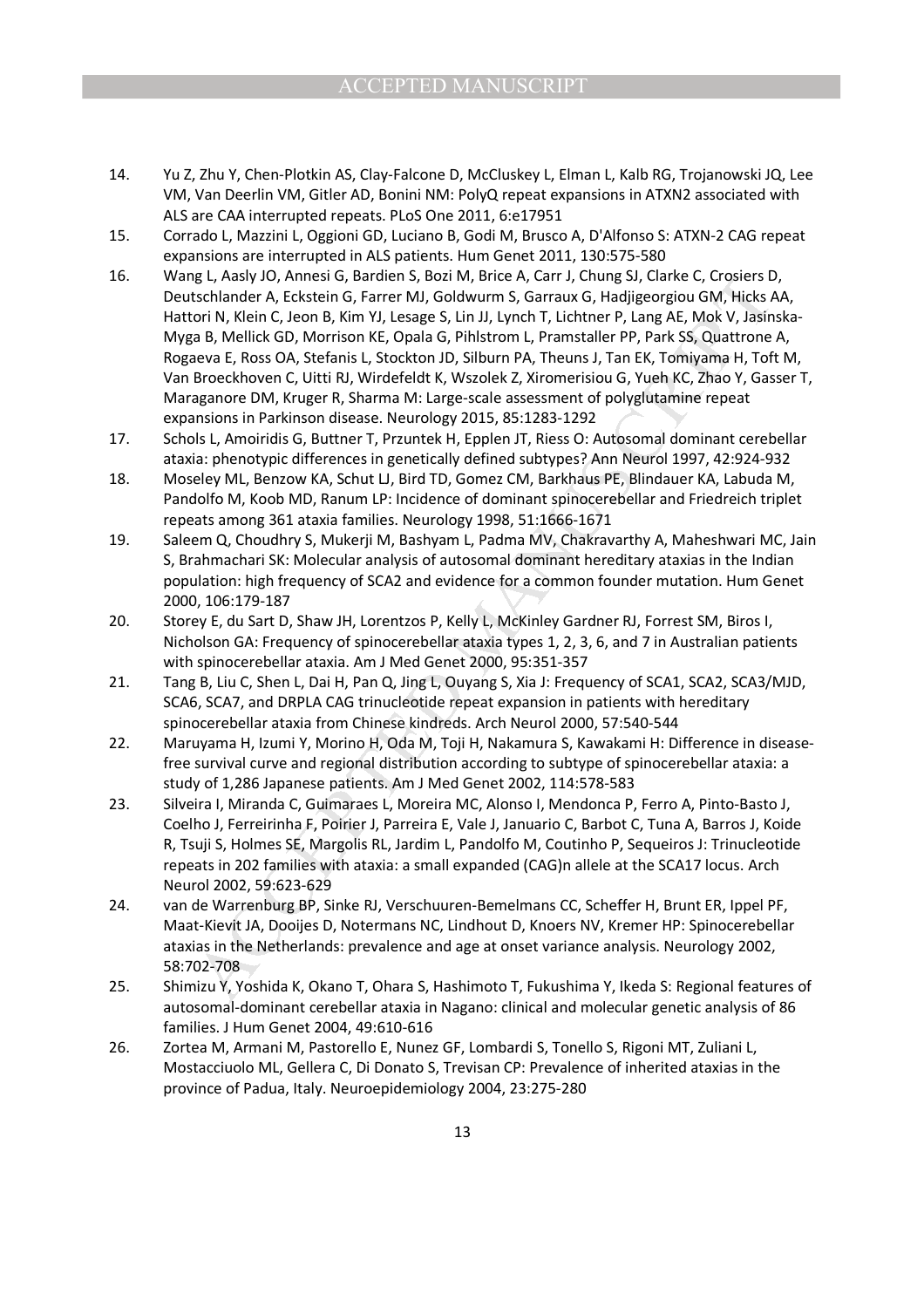14. Yu Z, Zhu Y, Chen-Plotkin AS, Clay-Falcone D, McCluskey L, Elman L, Kalb RG, Trojanowski JQ, Lee VM, Van Deerlin VM, Gitler AD, Bonini NM: PolyQ repeat expansions in ATXN2 associated with ALS are CAA interrupted repeats. PLoS One 2011, 6:e17951
15. Corrado L, Mazzini L, Oggioni GD, Luciano B, Godi M, Brusco A, D'Alfonso S: ATXN-2 CAG repeat expansions are interrupted in ALS patients. Hum Genet 2011, 130:575-580
16. Wang L, Aasly JO, Annesi G, Bardien S, Bozi M, Brice A, Carr J, Chung SJ, Clarke C, Crosiers D, Deutschlander A, Eckstein G, Farrer MJ, Goldwurm S, Garraux G, Hadjigeorgiou GM, Hicks AA, Hattori N, Klein C, Jeon B, Kim YJ, Lesage S, Lin JJ, Lynch T, Lichtner P, Lang AE, Mok V, Jasinska-Myga B, Mellick GD, Morrison KE, Opala G, Pihlstrom L, Pramstaller PP, Park SS, Quattrone A, Rogaeva E, Ross OA, Stefanis L, Stockton JD, Silburn PA, Theuns J, Tan EK, Tomiyama H, Toft M, Van Broeckhoven C, Uitti RJ, Wirdefeldt K, Wszolek Z, Xiromerisiou G, Yueh KC, Zhao Y, Gasser T, Maraganore DM, Kruger R, Sharma M: Large-scale assessment of polyglutamine repeat expansions in Parkinson disease. Neurology 2015, 85:1283-1292
17. Schols L, Amoiridis G, Buttner T, Przuntek H, Epplen JT, Riess O: Autosomal dominant cerebellar ataxia: phenotypic differences in genetically defined subtypes? Ann Neurol 1997, 42:924-932
18. Moseley ML, Benzow KA, Schut LJ, Bird TD, Gomez CM, Barkhaus PE, Blindauer KA, Labuda M, Pandolfo M, Koob MD, Ranum LP: Incidence of dominant spinocerebellar and Friedreich triplet repeats among 361 ataxia families. Neurology 1998, 51:1666-1671
19. Saleem Q, Choudhry S, Mukerji M, Bashyam L, Padma MV, Chakravarthy A, Maheshwari MC, Jain S, Brahmachari SK: Molecular analysis of autosomal dominant hereditary ataxias in the Indian population: high frequency of SCA2 and evidence for a common founder mutation. Hum Genet 2000, 106:179-187
20. Storey E, du Sart D, Shaw JH, Lorentzos P, Kelly L, McKinley Gardner RJ, Forrest SM, Biros I, Nicholson GA: Frequency of spinocerebellar ataxia types 1, 2, 3, 6, and 7 in Australian patients with spinocerebellar ataxia. Am J Med Genet 2000, 95:351-357
21. Tang B, Liu C, Shen L, Dai H, Pan Q, Jing L, Ouyang S, Xia J: Frequency of SCA1, SCA2, SCA3/MJD, SCA6, SCA7, and DRPLA CAG trinucleotide repeat expansion in patients with hereditary spinocerebellar ataxia from Chinese kindreds. Arch Neurol 2000, 57:540-544
22. Maruyama H, Izumi Y, Morino H, Oda M, Toji H, Nakamura S, Kawakami H: Difference in disease-free survival curve and regional distribution according to subtype of spinocerebellar ataxia: a study of 1,286 Japanese patients. Am J Med Genet 2002, 114:578-583
23. Silveira I, Miranda C, Guimaraes L, Moreira MC, Alonso I, Mendonca P, Ferro A, Pinto-Basto J, Coelho J, Ferreirinha F, Poirier J, Parreira E, Vale J, Januario C, Barbot C, Tuna A, Barros J, Koide R, Tsuji S, Holmes SE, Margolis RL, Jardim L, Pandolfo M, Coutinho P, Sequeiros J: Trinucleotide repeats in 202 families with ataxia: a small expanded (CAG)n allele at the SCA17 locus. Arch Neurol 2002, 59:623-629
24. van de Warrenburg BP, Sinke RJ, Verschuuren-Bemelmans CC, Scheffer H, Brunt ER, Ippel PF, Maat-Kievit JA, Dooijes D, Notermans NC, Lindhout D, Knoers NV, Kremer HP: Spinocerebellar ataxias in the Netherlands: prevalence and age at onset variance analysis. Neurology 2002, 58:702-708
25. Shimizu Y, Yoshida K, Okano T, Ohara S, Hashimoto T, Fukushima Y, Ikeda S: Regional features of autosomal-dominant cerebellar ataxia in Nagano: clinical and molecular genetic analysis of 86 families. J Hum Genet 2004, 49:610-616
26. Zortea M, Armani M, Pastorello E, Nunez GF, Lombardi S, Tonello S, Rigoni MT, Zuliani L, Mostacciuolo ML, Gellera C, Di Donato S, Trevisan CP: Prevalence of inherited ataxias in the province of Padua, Italy. Neuroepidemiology 2004, 23:275-280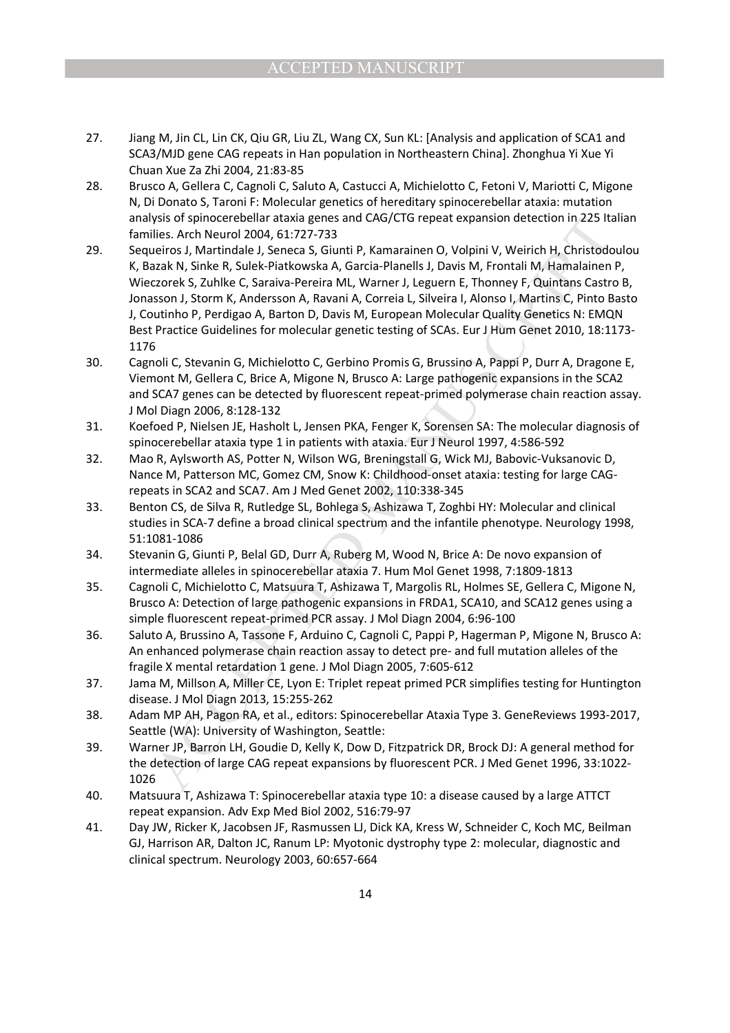27. Jiang M, Jin CL, Lin CK, Qiu GR, Liu ZL, Wang CX, Sun KL: [Analysis and application of SCA1 and SCA3/MJD gene CAG repeats in Han population in Northeastern China]. Zhonghua Yi Xue Yi Chuan Xue Za Zhi 2004, 21:83-85
28. Brusco A, Gellera C, Cagnoli C, Saluto A, Castucci A, Michielotto C, Fetoni V, Mariotti C, Migone N, Di Donato S, Taroni F: Molecular genetics of hereditary spinocerebellar ataxia: mutation analysis of spinocerebellar ataxia genes and CAG/CTG repeat expansion detection in 225 Italian families. Arch Neurol 2004, 61:727-733
29. Sequeiros J, Martindale J, Seneca S, Giunti P, Kamarainen O, Volpini V, Weirich H, Christodoulou K, Bazak N, Sinke R, Sulek-Piatkowska A, Garcia-Planells J, Davis M, Frontali M, Hamalainen P, Wieczorek S, Zuhlke C, Saraiva-Pereira ML, Warner J, Leguern E, Thonney F, Quintans Castro B, Jonasson J, Storm K, Andersson A, Ravani A, Correia L, Silveira I, Alonso I, Martins C, Pinto Basto J, Coutinho P, Perdigao A, Barton D, Davis M, European Molecular Quality Genetics N: EMQN Best Practice Guidelines for molecular genetic testing of SCAs. Eur J Hum Genet 2010, 18:1173-1176
30. Cagnoli C, Stevanin G, Michielotto C, Gerbino Promis G, Brussino A, Pappi P, Durr A, Dragone E, Viemont M, Gellera C, Brice A, Migone N, Brusco A: Large pathogenic expansions in the SCA2 and SCA7 genes can be detected by fluorescent repeat-primed polymerase chain reaction assay. J Mol Diagn 2006, 8:128-132
31. Koefoed P, Nielsen JE, Hasholt L, Jensen PKA, Fenger K, Sorensen SA: The molecular diagnosis of spinocerebellar ataxia type 1 in patients with ataxia. Eur J Neurol 1997, 4:586-592
32. Mao R, Aylsworth AS, Potter N, Wilson WG, Breningstall G, Wick MJ, Babovic-Vuksanovic D, Nance M, Patterson MC, Gomez CM, Snow K: Childhood-onset ataxia: testing for large CAG-repeats in SCA2 and SCA7. Am J Med Genet 2002, 110:338-345
33. Benton CS, de Silva R, Rutledge SL, Bohlega S, Ashizawa T, Zoghbi HY: Molecular and clinical studies in SCA-7 define a broad clinical spectrum and the infantile phenotype. Neurology 1998, 51:1081-1086
34. Stevanin G, Giunti P, Belal GD, Durr A, Ruberg M, Wood N, Brice A: De novo expansion of intermediate alleles in spinocerebellar ataxia 7. Hum Mol Genet 1998, 7:1809-1813
35. Cagnoli C, Michielotto C, Matsuura T, Ashizawa T, Margolis RL, Holmes SE, Gellera C, Migone N, Brusco A: Detection of large pathogenic expansions in FRDA1, SCA10, and SCA12 genes using a simple fluorescent repeat-primed PCR assay. J Mol Diagn 2004, 6:96-100
36. Saluto A, Brussino A, Tassone F, Arduino C, Cagnoli C, Pappi P, Hagerman P, Migone N, Brusco A: An enhanced polymerase chain reaction assay to detect pre- and full mutation alleles of the fragile X mental retardation 1 gene. J Mol Diagn 2005, 7:605-612
37. Jama M, Millson A, Miller CE, Lyon E: Triplet repeat primed PCR simplifies testing for Huntington disease. J Mol Diagn 2013, 15:255-262
38. Adam MP AH, Pagon RA, et al., editors: Spinocerebellar Ataxia Type 3. GeneReviews 1993-2017, Seattle (WA): University of Washington, Seattle:
39. Warner JP, Barron LH, Goudie D, Kelly K, Dow D, Fitzpatrick DR, Brock DJ: A general method for the detection of large CAG repeat expansions by fluorescent PCR. J Med Genet 1996, 33:1022-1026
40. Matsuura T, Ashizawa T: Spinocerebellar ataxia type 10: a disease caused by a large ATTCT repeat expansion. Adv Exp Med Biol 2002, 516:79-97
41. Day JW, Ricker K, Jacobsen JF, Rasmussen LJ, Dick KA, Kress W, Schneider C, Koch MC, Beilman GJ, Harrison AR, Dalton JC, Ranum LP: Myotonic dystrophy type 2: molecular, diagnostic and clinical spectrum. Neurology 2003, 60:657-664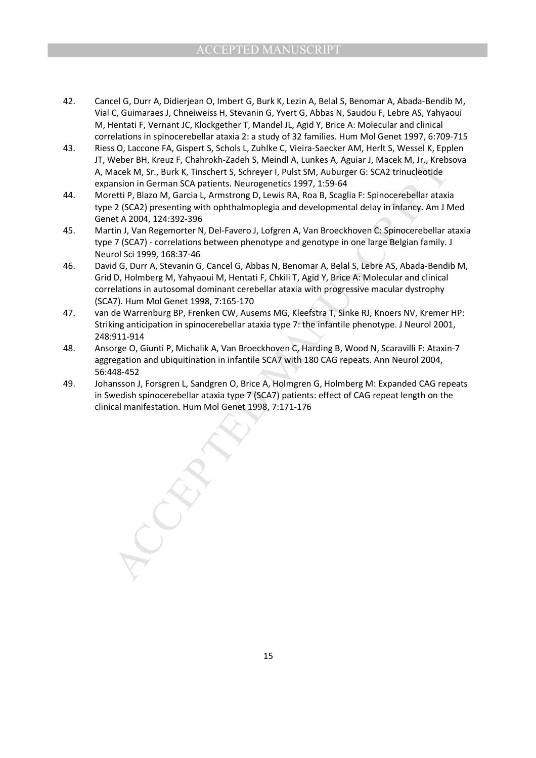42. Cancel G, Durr A, Didierjean O, Imbert G, Burk K, Lezin A, Belal S, Benomar A, Abada-Bendib M, Vial C, Guimaraes J, Chneiweiss H, Stevanin G, Yvert G, Abbas N, Saudou F, Lebre AS, Yahyaoui M, Hentati F, Vernant JC, Klockgether T, Mandel JL, Agid Y, Brice A: Molecular and clinical correlations in spinocerebellar ataxia 2: a study of 32 families. Hum Mol Genet 1997, 6:709-715
43. Riess O, Laccone FA, Gispert S, Schols L, Zuhlke C, Vieira-Saecker AM, Herlt S, Wessel K, Epplen JT, Weber BH, Kreuz F, Chahrokh-Zadeh S, Meindl A, Lunkes A, Aguiar J, Macek M, Jr., Krebsova A, Macek M, Sr., Burk K, Tinschert S, Schreyer I, Pulst SM, Auburger G: SCA2 trinucleotide expansion in German SCA patients. Neurogenetics 1997, 1:59-64
44. Moretti P, Blazo M, Garcia L, Armstrong D, Lewis RA, Roa B, Scaglia F: Spinocerebellar ataxia type 2 (SCA2) presenting with ophthalmoplegia and developmental delay in infancy. Am J Med Genet A 2004, 124:392-396
45. Martin J, Van Regemorter N, Del-Favero J, Lofgren A, Van Broeckhoven C: Spinocerebellar ataxia type 7 (SCA7) - correlations between phenotype and genotype in one large Belgian family. J Neurol Sci 1999, 168:37-46
46. David G, Durr A, Stevanin G, Cancel G, Abbas N, Benomar A, Belal S, Lebre AS, Abada-Bendib M, Grid D, Holmberg M, Yahyaoui M, Hentati F, Chkili T, Agid Y, Brice A: Molecular and clinical correlations in autosomal dominant cerebellar ataxia with progressive macular dystrophy (SCA7). Hum Mol Genet 1998, 7:165-170
47. van de Warrenburg BP, Frenken CW, Ausems MG, Kleefstra T, Sinke RJ, Knoers NV, Kremer HP: Striking anticipation in spinocerebellar ataxia type 7: the infantile phenotype. J Neurol 2001, 248:911-914
48. Ansorge O, Giunti P, Michalik A, Van Broeckhoven C, Harding B, Wood N, Scaravilli F: Ataxin-7 aggregation and ubiquitination in infantile SCA7 with 180 CAG repeats. Ann Neurol 2004, 56:448-452
49. Johansson J, Forsgren L, Sandgren O, Brice A, Holmgren G, Holmberg M: Expanded CAG repeats in Swedish spinocerebellar ataxia type 7 (SCA7) patients: effect of CAG repeat length on the clinical manifestation. Hum Mol Genet 1998, 7:171-176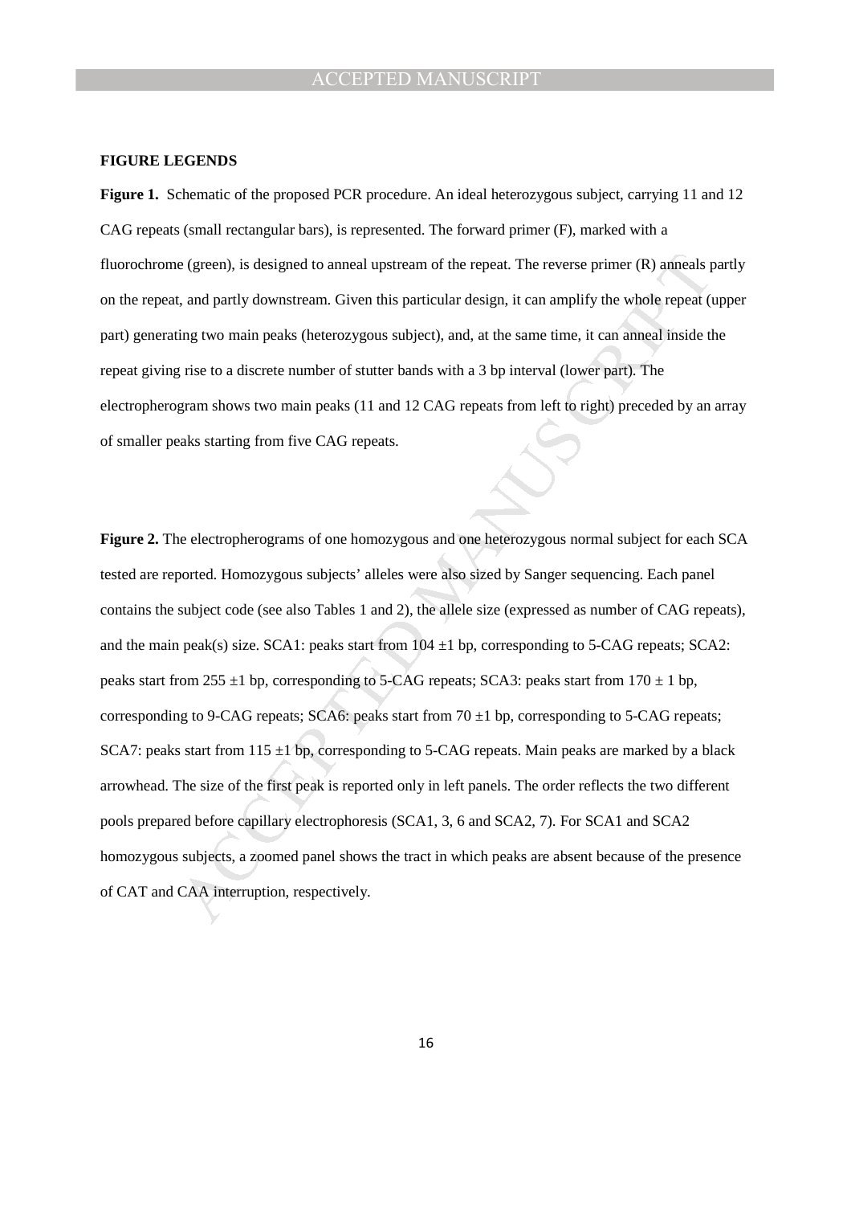**FIGURE LEGENDS**

**Figure 1.** Schematic of the proposed PCR procedure. An ideal heterozygous subject, carrying 11 and 12 CAG repeats (small rectangular bars), is represented. The forward primer (F), marked with a fluorochrome (green), is designed to anneal upstream of the repeat. The reverse primer (R) anneals partly on the repeat, and partly downstream. Given this particular design, it can amplify the whole repeat (upper part) generating two main peaks (heterozygous subject), and, at the same time, it can anneal inside the repeat giving rise to a discrete number of stutter bands with a 3 bp interval (lower part). The electropherogram shows two main peaks (11 and 12 CAG repeats from left to right) preceded by an array of smaller peaks starting from five CAG repeats.

**Figure 2.** The electropherograms of one homozygous and one heterozygous normal subject for each SCA tested are reported. Homozygous subjects' alleles were also sized by Sanger sequencing. Each panel contains the subject code (see also Tables 1 and 2), the allele size (expressed as number of CAG repeats), and the main peak(s) size. SCA1: peaks start from 104 ±1 bp, corresponding to 5-CAG repeats; SCA2: peaks start from 255 ±1 bp, corresponding to 5-CAG repeats; SCA3: peaks start from 170 ± 1 bp, corresponding to 9-CAG repeats; SCA6: peaks start from 70 ±1 bp, corresponding to 5-CAG repeats; SCA7: peaks start from 115 ±1 bp, corresponding to 5-CAG repeats. Main peaks are marked by a black arrowhead. The size of the first peak is reported only in left panels. The order reflects the two different pools prepared before capillary electrophoresis (SCA1, 3, 6 and SCA2, 7). For SCA1 and SCA2 homozygous subjects, a zoomed panel shows the tract in which peaks are absent because of the presence of CAT and CAA interruption, respectively.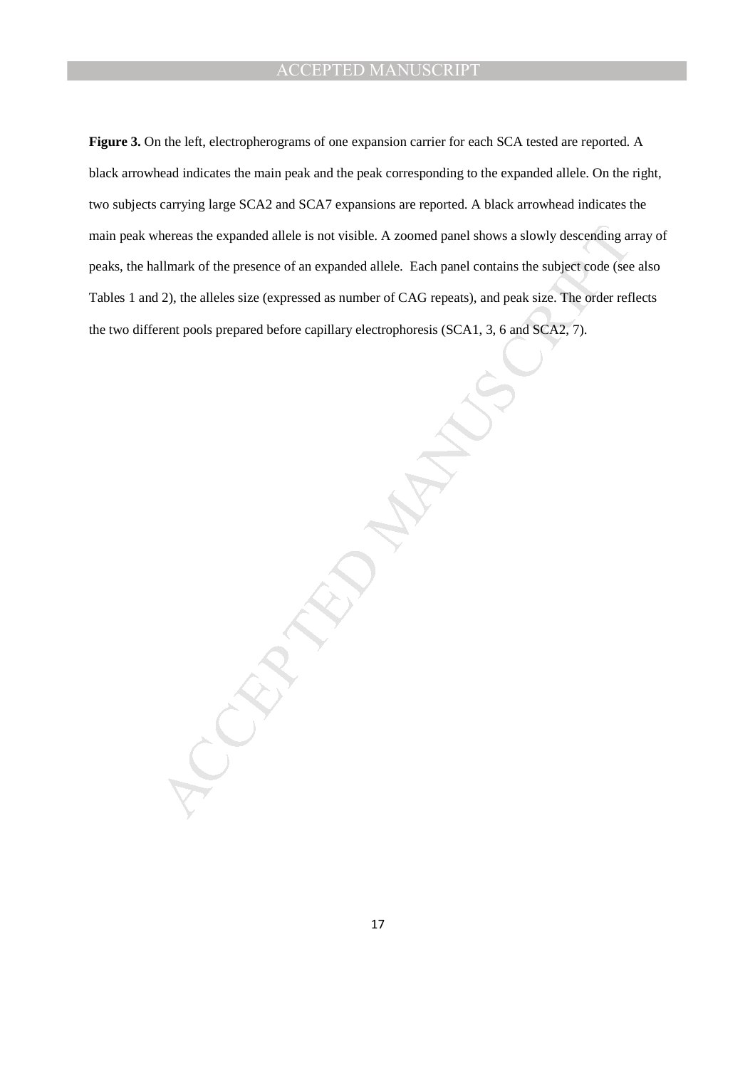**Figure 3.** On the left, electropherograms of one expansion carrier for each SCA tested are reported. A black arrowhead indicates the main peak and the peak corresponding to the expanded allele. On the right, two subjects carrying large SCA2 and SCA7 expansions are reported. A black arrowhead indicates the main peak whereas the expanded allele is not visible. A zoomed panel shows a slowly descending array of peaks, the hallmark of the presence of an expanded allele. Each panel contains the subject code (see also Tables 1 and 2), the alleles size (expressed as number of CAG repeats), and peak size. The order reflects the two different pools prepared before capillary electrophoresis (SCA1, 3, 6 and SCA2, 7).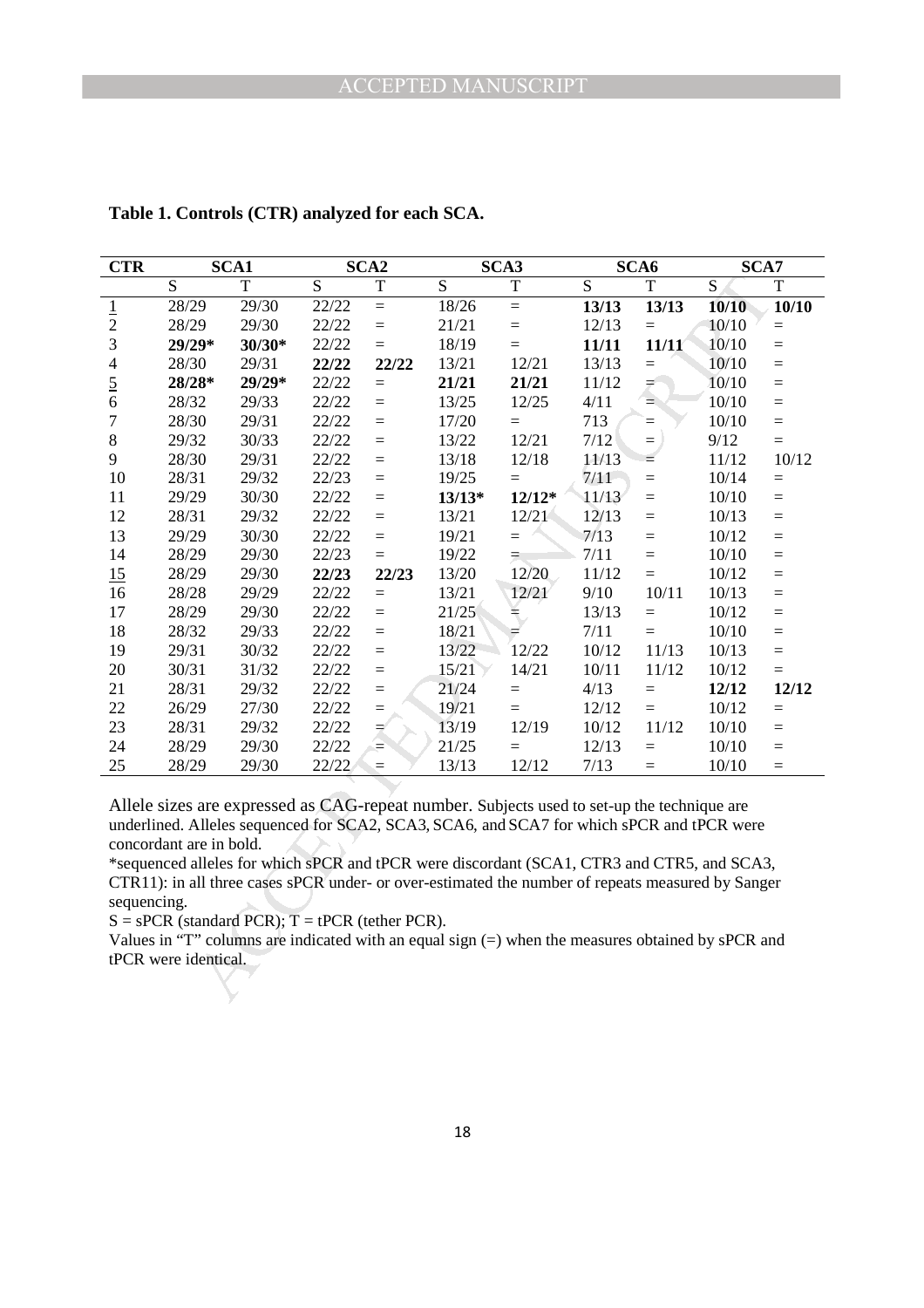**Table 1. Controls (CTR) analyzed for each SCA.**

| CTR | SCA1 | | SCA2 | | SCA3 | | SCA6 | | SCA7 | |
|---|---|---|---|---|---|---|---|---|---|---|
| | S | T | S | T | S | T | S | T | S | T |
| <u>1</u> | 28/29 | 29/30 | 22/22 | = | 18/26 | = | **13/13** | **13/13** | **10/10** | **10/10** |
| 2 | 28/29 | 29/30 | 22/22 | = | 21/21 | = | 12/13 | = | 10/10 | = |
| 3 | **29/29*** | **30/30*** | 22/22 | = | 18/19 | = | **11/11** | **11/11** | 10/10 | = |
| 4 | 28/30 | 29/31 | **22/22** | **22/22** | 13/21 | 12/21 | 13/13 | = | 10/10 | = |
| <u>5</u> | **28/28*** | **29/29*** | 22/22 | = | **21/21** | **21/21** | 11/12 | = | 10/10 | = |
| 6 | 28/32 | 29/33 | 22/22 | = | 13/25 | 12/25 | 4/11 | = | 10/10 | = |
| 7 | 28/30 | 29/31 | 22/22 | = | 17/20 | = | 713 | = | 10/10 | = |
| 8 | 29/32 | 30/33 | 22/22 | = | 13/22 | 12/21 | 7/12 | = | 9/12 | = |
| 9 | 28/30 | 29/31 | 22/22 | = | 13/18 | 12/18 | 11/13 | = | 11/12 | 10/12 |
| 10 | 28/31 | 29/32 | 22/23 | = | 19/25 | = | 7/11 | = | 10/14 | = |
| 11 | 29/29 | 30/30 | 22/22 | = | **13/13*** | **12/12*** | 11/13 | = | 10/10 | = |
| 12 | 28/31 | 29/32 | 22/22 | = | 13/21 | 12/21 | 12/13 | = | 10/13 | = |
| 13 | 29/29 | 30/30 | 22/22 | = | 19/21 | = | 7/13 | = | 10/12 | = |
| 14 | 28/29 | 29/30 | 22/23 | = | 19/22 | = | 7/11 | = | 10/10 | = |
| <u>15</u> | 28/29 | 29/30 | **22/23** | **22/23** | 13/20 | 12/20 | 11/12 | = | 10/12 | = |
| 16 | 28/28 | 29/29 | 22/22 | = | 13/21 | 12/21 | 9/10 | 10/11 | 10/13 | = |
| 17 | 28/29 | 29/30 | 22/22 | = | 21/25 | = | 13/13 | = | 10/12 | = |
| 18 | 28/32 | 29/33 | 22/22 | = | 18/21 | = | 7/11 | = | 10/10 | = |
| 19 | 29/31 | 30/32 | 22/22 | = | 13/22 | 12/22 | 10/12 | 11/13 | 10/13 | = |
| 20 | 30/31 | 31/32 | 22/22 | = | 15/21 | 14/21 | 10/11 | 11/12 | 10/12 | = |
| 21 | 28/31 | 29/32 | 22/22 | = | 21/24 | = | 4/13 | = | **12/12** | **12/12** |
| 22 | 26/29 | 27/30 | 22/22 | = | 19/21 | = | 12/12 | = | 10/12 | = |
| 23 | 28/31 | 29/32 | 22/22 | = | 13/19 | 12/19 | 10/12 | 11/12 | 10/10 | = |
| 24 | 28/29 | 29/30 | 22/22 | = | 21/25 | = | 12/13 | = | 10/10 | = |
| 25 | 28/29 | 29/30 | 22/22 | = | 13/13 | 12/12 | 7/13 | = | 10/10 | = |

Allele sizes are expressed as CAG-repeat number. Subjects used to set-up the technique are underlined. Alleles sequenced for SCA2, SCA3, SCA6, and SCA7 for which sPCR and tPCR were concordant are in bold.

*sequenced alleles for which sPCR and tPCR were discordant (SCA1, CTR3 and CTR5, and SCA3, CTR11): in all three cases sPCR under- or over-estimated the number of repeats measured by Sanger sequencing.

S = sPCR (standard PCR); T = tPCR (tether PCR).

Values in "T" columns are indicated with an equal sign (=) when the measures obtained by sPCR and tPCR were identical.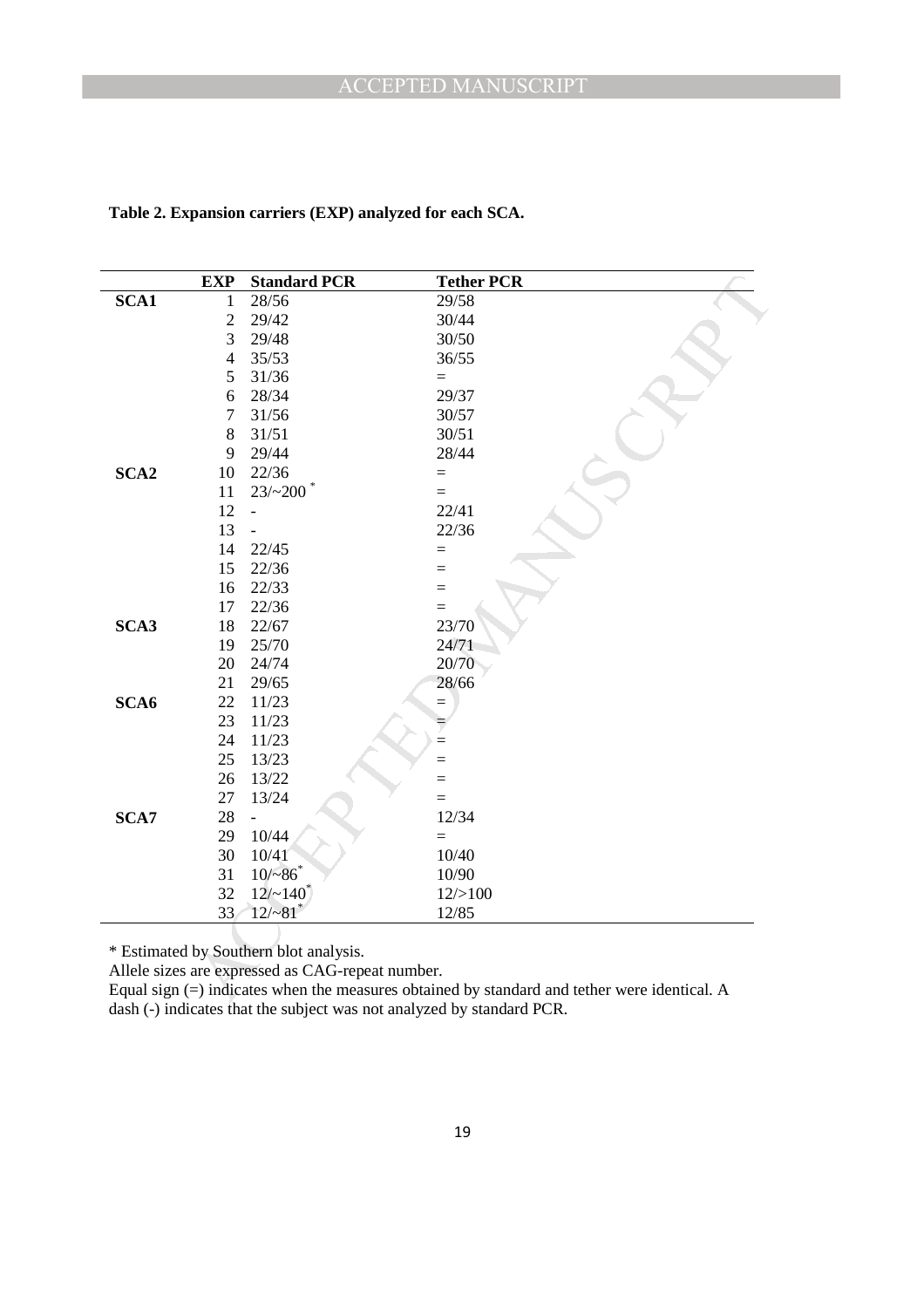**Table 2. Expansion carriers (EXP) analyzed for each SCA.**

| | EXP | Standard PCR | Tether PCR |
|---|---|---|---|
| **SCA1** | 1 | 28/56 | 29/58 |
| | 2 | 29/42 | 30/44 |
| | 3 | 29/48 | 30/50 |
| | 4 | 35/53 | 36/55 |
| | 5 | 31/36 | = |
| | 6 | 28/34 | 29/37 |
| | 7 | 31/56 | 30/57 |
| | 8 | 31/51 | 30/51 |
| | 9 | 29/44 | 28/44 |
| **SCA2** | 10 | 22/36 | = |
| | 11 | 23/~200 * | = |
| | 12 | - | 22/41 |
| | 13 | - | 22/36 |
| | 14 | 22/45 | = |
| | 15 | 22/36 | = |
| | 16 | 22/33 | = |
| | 17 | 22/36 | = |
| **SCA3** | 18 | 22/67 | 23/70 |
| | 19 | 25/70 | 24/71 |
| | 20 | 24/74 | 20/70 |
| | 21 | 29/65 | 28/66 |
| **SCA6** | 22 | 11/23 | = |
| | 23 | 11/23 | = |
| | 24 | 11/23 | = |
| | 25 | 13/23 | = |
| | 26 | 13/22 | = |
| | 27 | 13/24 | = |
| **SCA7** | 28 | - | 12/34 |
| | 29 | 10/44 | = |
| | 30 | 10/41 | 10/40 |
| | 31 | 10/~86* | 10/90 |
| | 32 | 12/~140* | 12/>100 |
| | 33 | 12/~81* | 12/85 |

* Estimated by Southern blot analysis.

Allele sizes are expressed as CAG-repeat number.

Equal sign (=) indicates when the measures obtained by standard and tether were identical. A dash (-) indicates that the subject was not analyzed by standard PCR.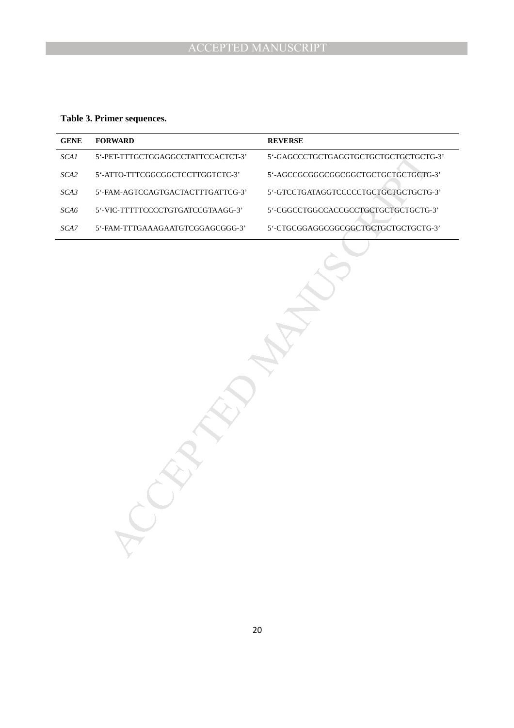**Table 3. Primer sequences.**

| GENE | FORWARD | REVERSE |
| --- | --- | --- |
| *SCA1* | 5'-PET-TTTGCTGGAGGCCTATTCCACTCT-3' | 5'-GAGCCCTGCTGAGGTGCTGCTGCTGCTGCTG-3' |
| *SCA2* | 5'-ATTO-TTTCGGCGGCTCCTTGGTCTC-3' | 5'-AGCCGCGGGCGGCGGCTGCTGCTGCTGCTG-3' |
| *SCA3* | 5'-FAM-AGTCCAGTGACTACTTTGATTCG-3' | 5'-GTCCTGATAGGTCCCCCTGCTGCTGCTGCTG-3' |
| *SCA6* | 5'-VIC-TTTTTCCCCTGTGATCCGTAAGG-3' | 5'-CGGCCTGGCCACCGCCTGCTGCTGCTGCTG-3' |
| *SCA7* | 5'-FAM-TTTGAAAGAATGTCGGAGCGGG-3' | 5'-CTGCGGAGGCGGCGGCTGCTGCTGCTGCTG-3' |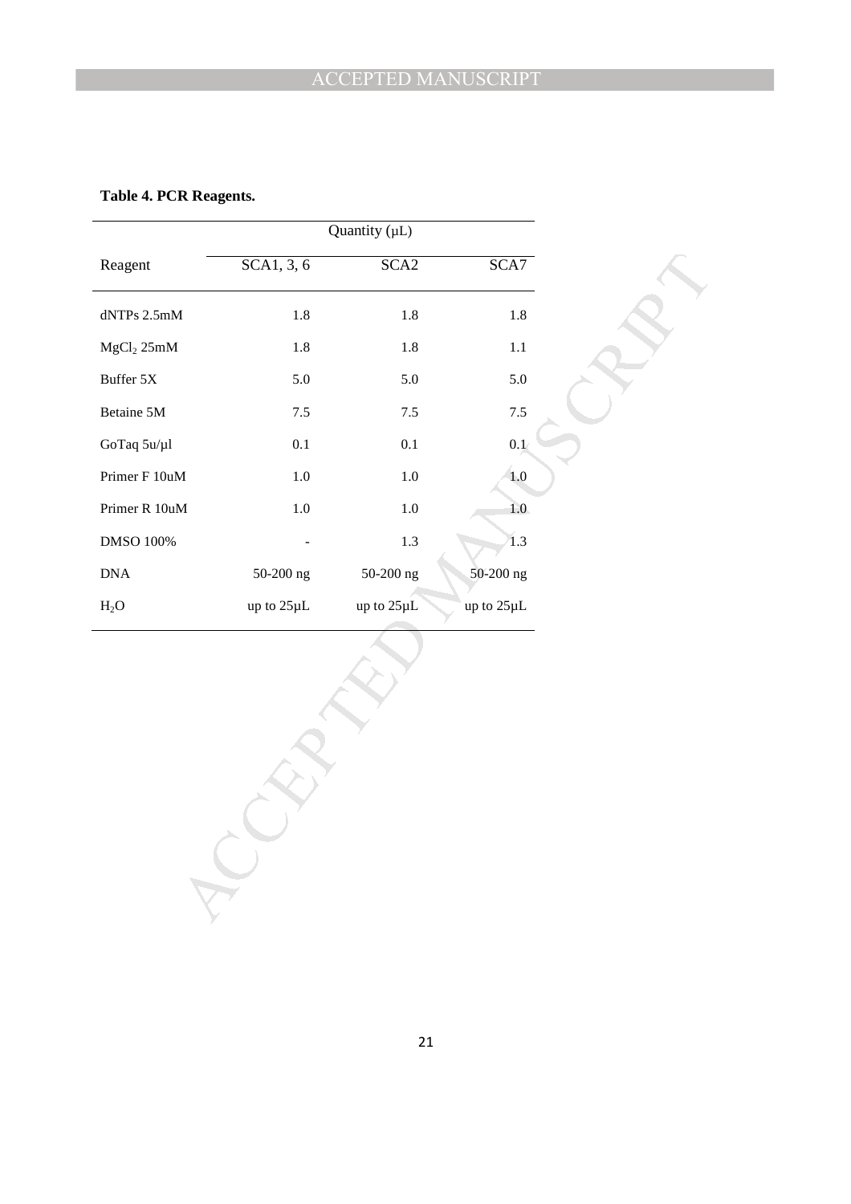**Table 4. PCR Reagents.**

| | Quantity (µL) | | |
|---|---|---|---|
| Reagent | SCA1, 3, 6 | SCA2 | SCA7 |
| dNTPs 2.5mM | 1.8 | 1.8 | 1.8 |
| $MgCl_2$ 25mM | 1.8 | 1.8 | 1.1 |
| Buffer 5X | 5.0 | 5.0 | 5.0 |
| Betaine 5M | 7.5 | 7.5 | 7.5 |
| GoTaq 5u/µl | 0.1 | 0.1 | 0.1 |
| Primer F 10uM | 1.0 | 1.0 | 1.0 |
| Primer R 10uM | 1.0 | 1.0 | 1.0 |
| DMSO 100% | - | 1.3 | 1.3 |
| DNA | 50-200 ng | 50-200 ng | 50-200 ng |
| $H_2O$ | up to 25µL | up to 25µL | up to 25µL |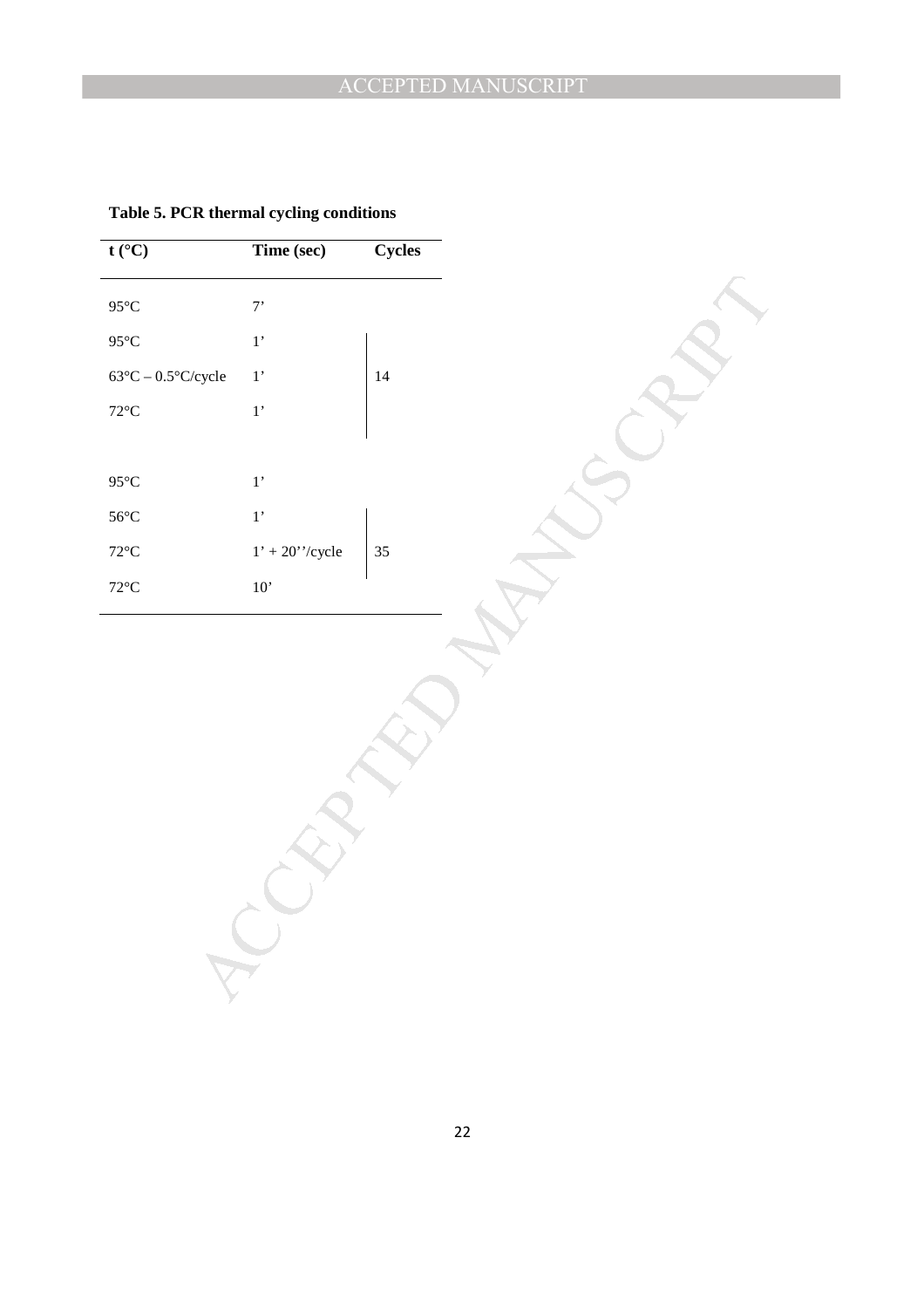**Table 5. PCR thermal cycling conditions**

| t (°C) | Time (sec) | Cycles |
|---|---|---|
| 95°C | 7’ | |
| 95°C | 1’ | |
| 63°C – 0.5°C/cycle | 1’ | 14 |
| 72°C | 1’ | |
| 95°C | 1’ | |
| 56°C | 1’ | |
| 72°C | 1’ + 20’’/cycle | 35 |
| 72°C | 10’ | |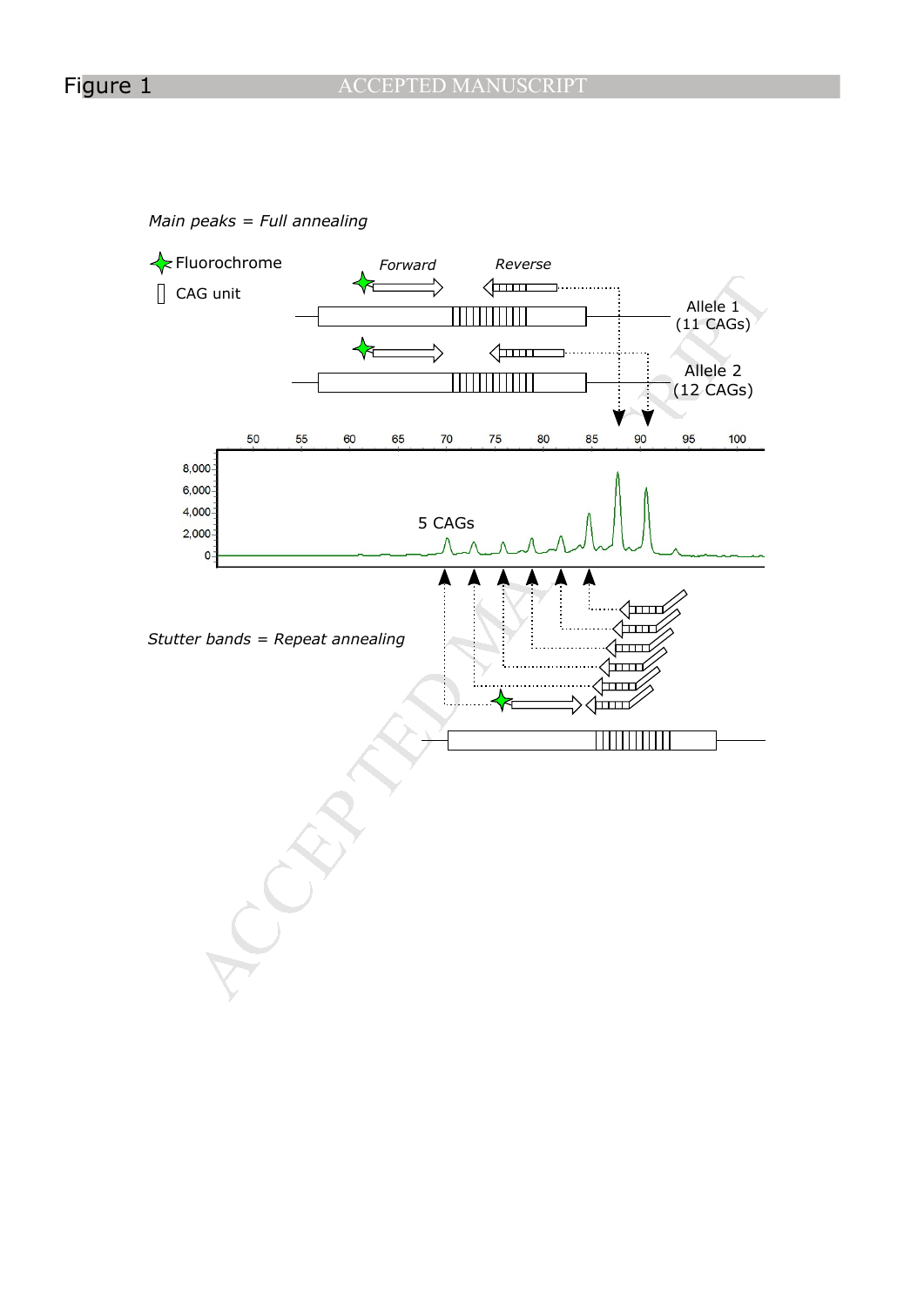# Figure 1

*Main peaks = Full annealing*

Fluorochrome

CAG unit

*Forward*

*Reverse*

Allele 1 (11 CAGs)

Allele 2 (12 CAGs)

5 CAGs

*Stutter bands = Repeat annealing*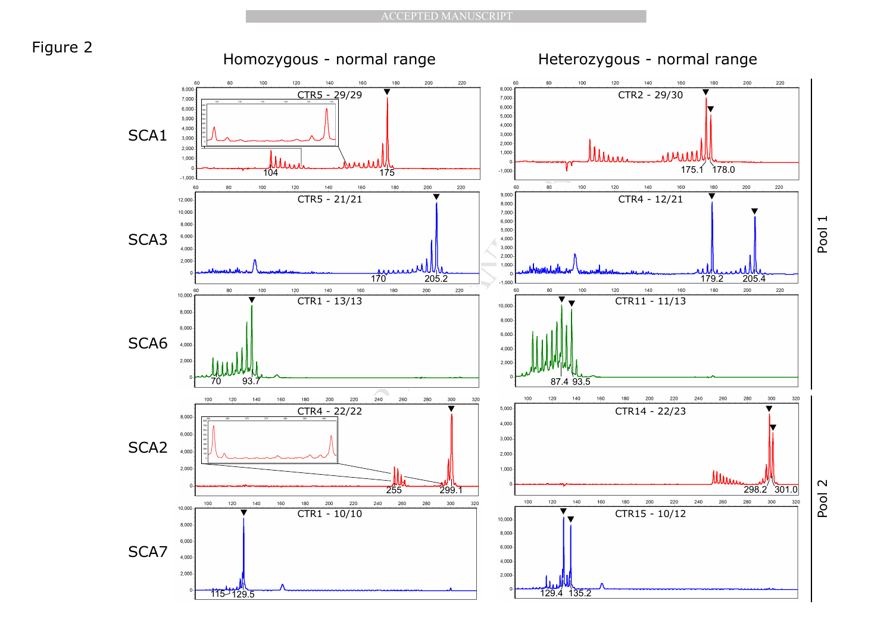Figure 2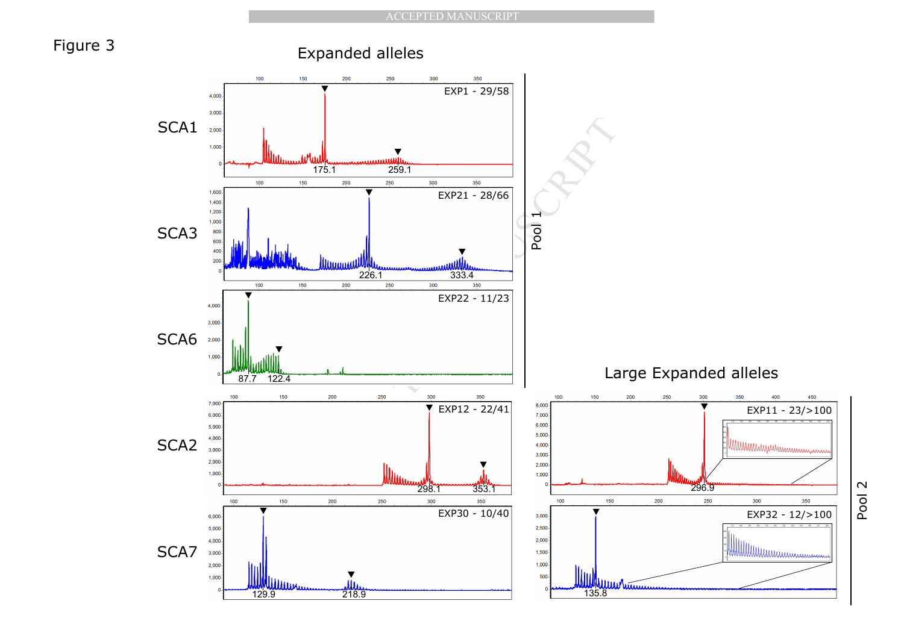Figure 3

Expanded alleles

SCA1

EXP1 - 29/58

175.1

259.1

SCA3

EXP21 - 28/66

226.1

333.4

SCA6

EXP22 - 11/23

87.7

122.4

Pool 1

Large Expanded alleles

SCA2

EXP12 - 22/41

298.1

353.1

EXP11 - 23/>100

296.9

SCA7

EXP30 - 10/40

129.9

218.9

EXP32 - 12/>100

135.8

Pool 2